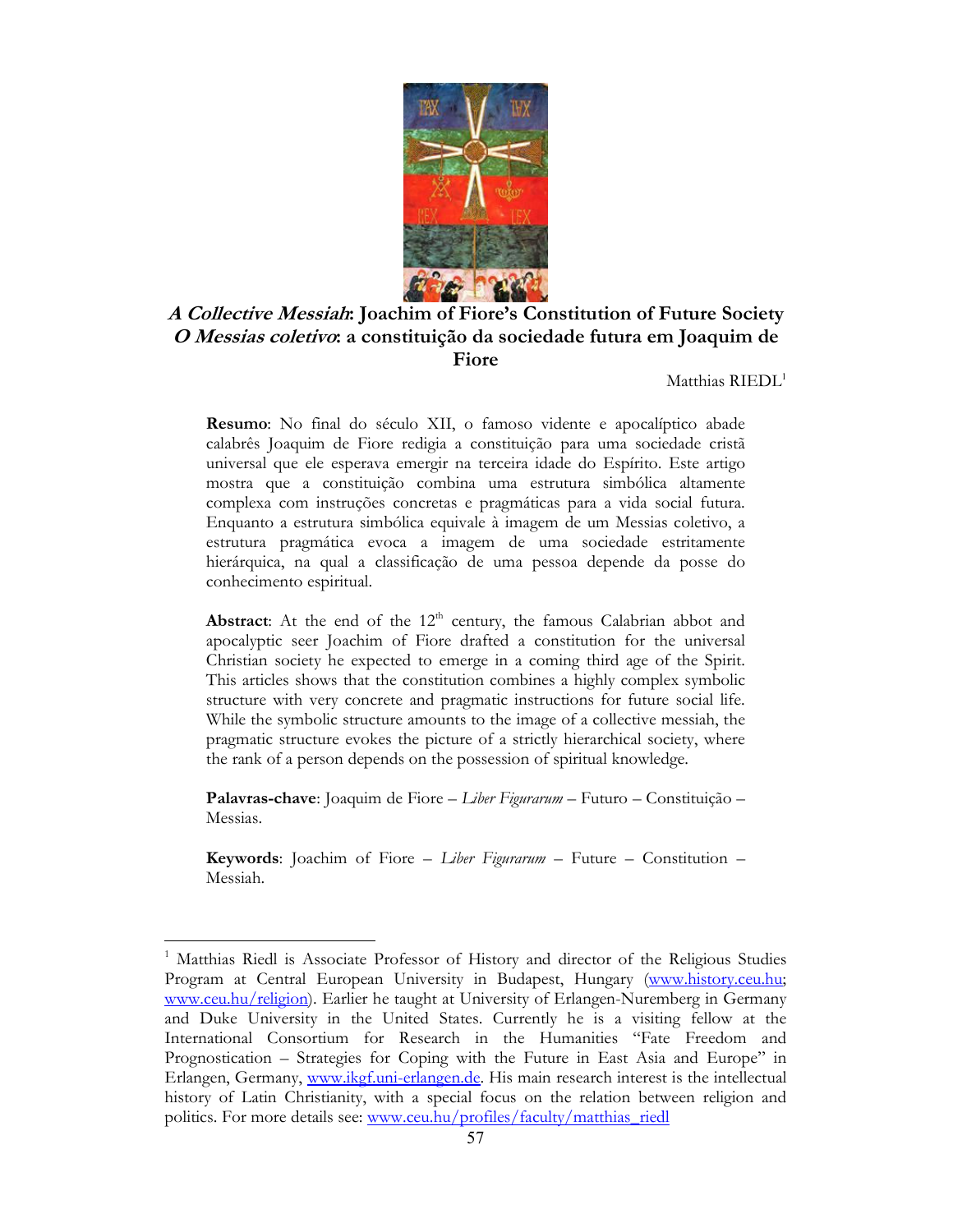# *A Collective Messiah*: Joachim of Fiore's Constitution of Future Society
# *O Messias coletivo*: a constituição da sociedade futura em Joaquim de Fiore

Matthias RIEDL[1]

**Resumo**: No final do século XII, o famoso vidente e apocalíptico abade calabrês Joaquim de Fiore redigia a constituição para uma sociedade cristã universal que ele esperava emergir na terceira idade do Espírito. Este artigo mostra que a constituição combina uma estrutura simbólica altamente complexa com instruções concretas e pragmáticas para a vida social futura. Enquanto a estrutura simbólica equivale à imagem de um Messias coletivo, a estrutura pragmática evoca a imagem de uma sociedade estritamente hierárquica, na qual a classificação de uma pessoa depende da posse do conhecimento espiritual.

**Abstract**: At the end of the 12th century, the famous Calabrian abbot and apocalyptic seer Joachim of Fiore drafted a constitution for the universal Christian society he expected to emerge in a coming third age of the Spirit. This articles shows that the constitution combines a highly complex symbolic structure with very concrete and pragmatic instructions for future social life. While the symbolic structure amounts to the image of a collective messiah, the pragmatic structure evokes the picture of a strictly hierarchical society, where the rank of a person depends on the possession of spiritual knowledge.

**Palavras-chave**: Joaquim de Fiore – *Liber Figurarum* – Futuro – Constituição – Messias.

**Keywords**: Joachim of Fiore – *Liber Figurarum* – Future – Constitution – Messiah.

---

[1] Matthias Riedl is Associate Professor of History and director of the Religious Studies Program at Central European University in Budapest, Hungary (www.history.ceu.hu; www.ceu.hu/religion). Earlier he taught at University of Erlangen-Nuremberg in Germany and Duke University in the United States. Currently he is a visiting fellow at the International Consortium for Research in the Humanities "Fate Freedom and Prognostication – Strategies for Coping with the Future in East Asia and Europe" in Erlangen, Germany, www.ikgf.uni-erlangen.de. His main research interest is the intellectual history of Latin Christianity, with a special focus on the relation between religion and politics. For more details see: www.ceu.hu/profiles/faculty/matthias_riedl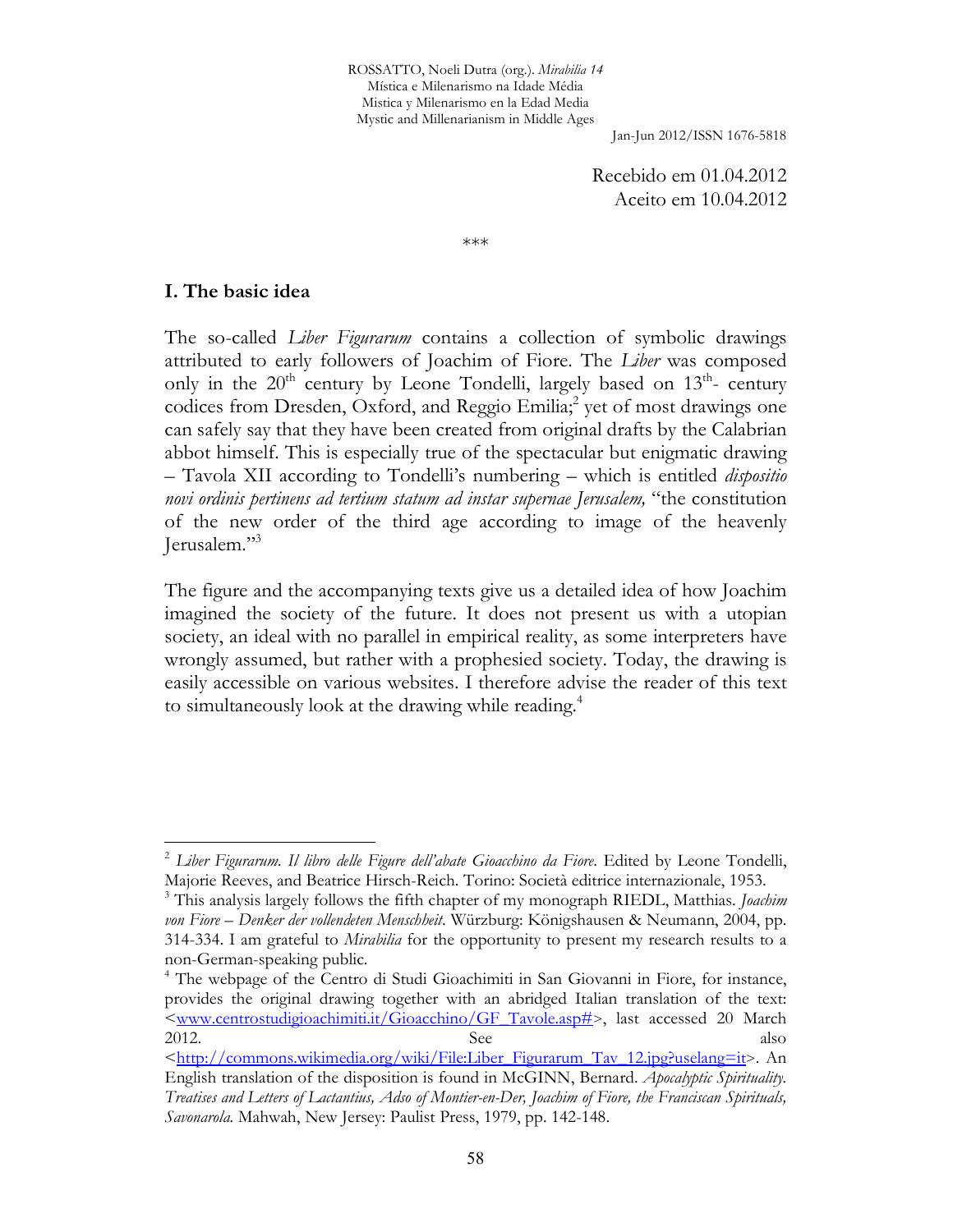Recebido em 01.04.2012
Aceito em 10.04.2012

\*\*\*

## I. The basic idea

The so-called *Liber Figurarum* contains a collection of symbolic drawings attributed to early followers of Joachim of Fiore. The *Liber* was composed only in the 20th century by Leone Tondelli, largely based on 13th- century codices from Dresden, Oxford, and Reggio Emilia;[2] yet of most drawings one can safely say that they have been created from original drafts by the Calabrian abbot himself. This is especially true of the spectacular but enigmatic drawing – Tavola XII according to Tondelli's numbering – which is entitled *dispositio novi ordinis pertinens ad tertium statum ad instar supernae Jerusalem,* "the constitution of the new order of the third age according to image of the heavenly Jerusalem."[3]

The figure and the accompanying texts give us a detailed idea of how Joachim imagined the society of the future. It does not present us with a utopian society, an ideal with no parallel in empirical reality, as some interpreters have wrongly assumed, but rather with a prophesied society. Today, the drawing is easily accessible on various websites. I therefore advise the reader of this text to simultaneously look at the drawing while reading.[4]

---

[2] *Liber Figurarum. Il libro delle Figure dell'abate Gioacchino da Fiore.* Edited by Leone Tondelli, Majorie Reeves, and Beatrice Hirsch-Reich. Torino: Società editrice internazionale, 1953.

[3] This analysis largely follows the fifth chapter of my monograph RIEDL, Matthias. *Joachim von Fiore – Denker der vollendeten Menschheit*. Würzburg: Königshausen & Neumann, 2004, pp. 314-334. I am grateful to *Mirabilia* for the opportunity to present my research results to a non-German-speaking public.

[4] The webpage of the Centro di Studi Gioachimiti in San Giovanni in Fiore, for instance, provides the original drawing together with an abridged Italian translation of the text: <www.centrostudigioachimiti.it/Gioacchino/GF_Tavole.asp#>, last accessed 20 March 2012. See also <http://commons.wikimedia.org/wiki/File:Liber_Figurarum_Tav_12.jpg?uselang=it>. An English translation of the disposition is found in McGINN, Bernard. *Apocalyptic Spirituality. Treatises and Letters of Lactantius, Adso of Montier-en-Der, Joachim of Fiore, the Franciscan Spirituals, Savonarola.* Mahwah, New Jersey: Paulist Press, 1979, pp. 142-148.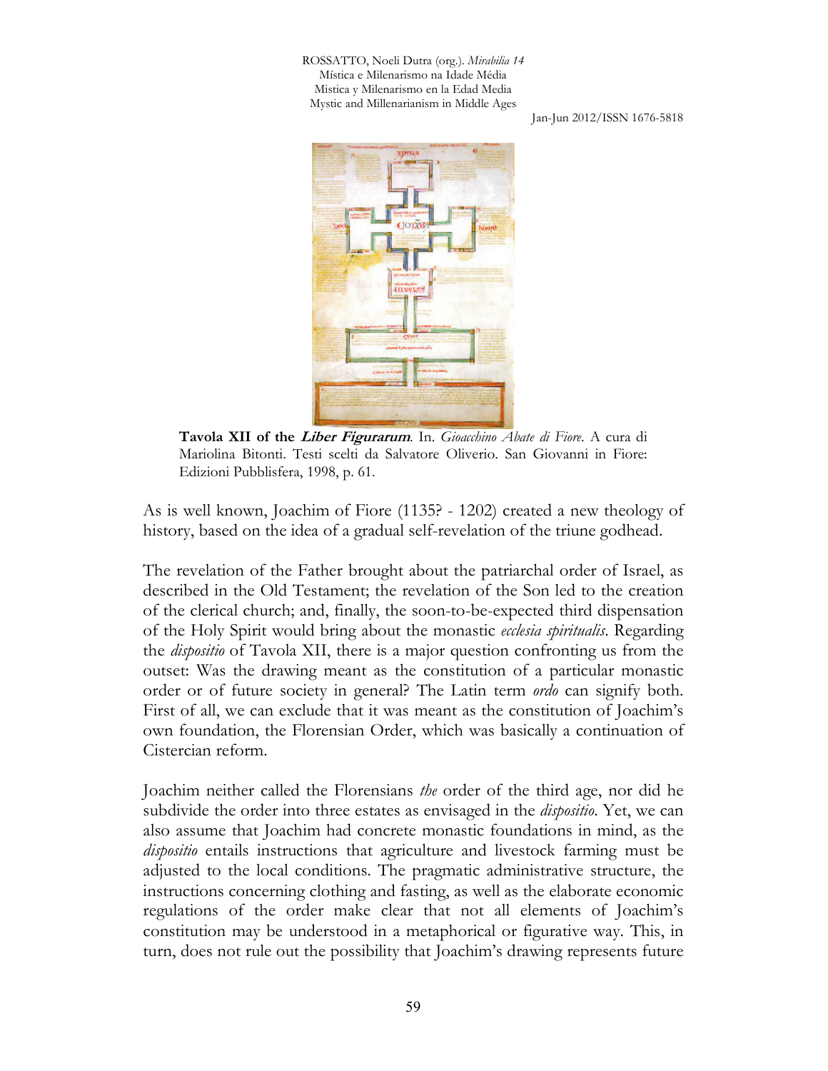**Tavola XII of the *Liber Figurarum*.** In. *Gioacchino Abate di Fiore*. A cura di Mariolina Bitonti. Testi scelti da Salvatore Oliverio. San Giovanni in Fiore: Edizioni Pubblisfera, 1998, p. 61.

As is well known, Joachim of Fiore (1135? - 1202) created a new theology of history, based on the idea of a gradual self-revelation of the triune godhead.

The revelation of the Father brought about the patriarchal order of Israel, as described in the Old Testament; the revelation of the Son led to the creation of the clerical church; and, finally, the soon-to-be-expected third dispensation of the Holy Spirit would bring about the monastic *ecclesia spiritualis*. Regarding the *dispositio* of Tavola XII, there is a major question confronting us from the outset: Was the drawing meant as the constitution of a particular monastic order or of future society in general? The Latin term *ordo* can signify both. First of all, we can exclude that it was meant as the constitution of Joachim's own foundation, the Florensian Order, which was basically a continuation of Cistercian reform.

Joachim neither called the Florensians *the* order of the third age, nor did he subdivide the order into three estates as envisaged in the *dispositio*. Yet, we can also assume that Joachim had concrete monastic foundations in mind, as the *dispositio* entails instructions that agriculture and livestock farming must be adjusted to the local conditions. The pragmatic administrative structure, the instructions concerning clothing and fasting, as well as the elaborate economic regulations of the order make clear that not all elements of Joachim's constitution may be understood in a metaphorical or figurative way. This, in turn, does not rule out the possibility that Joachim's drawing represents future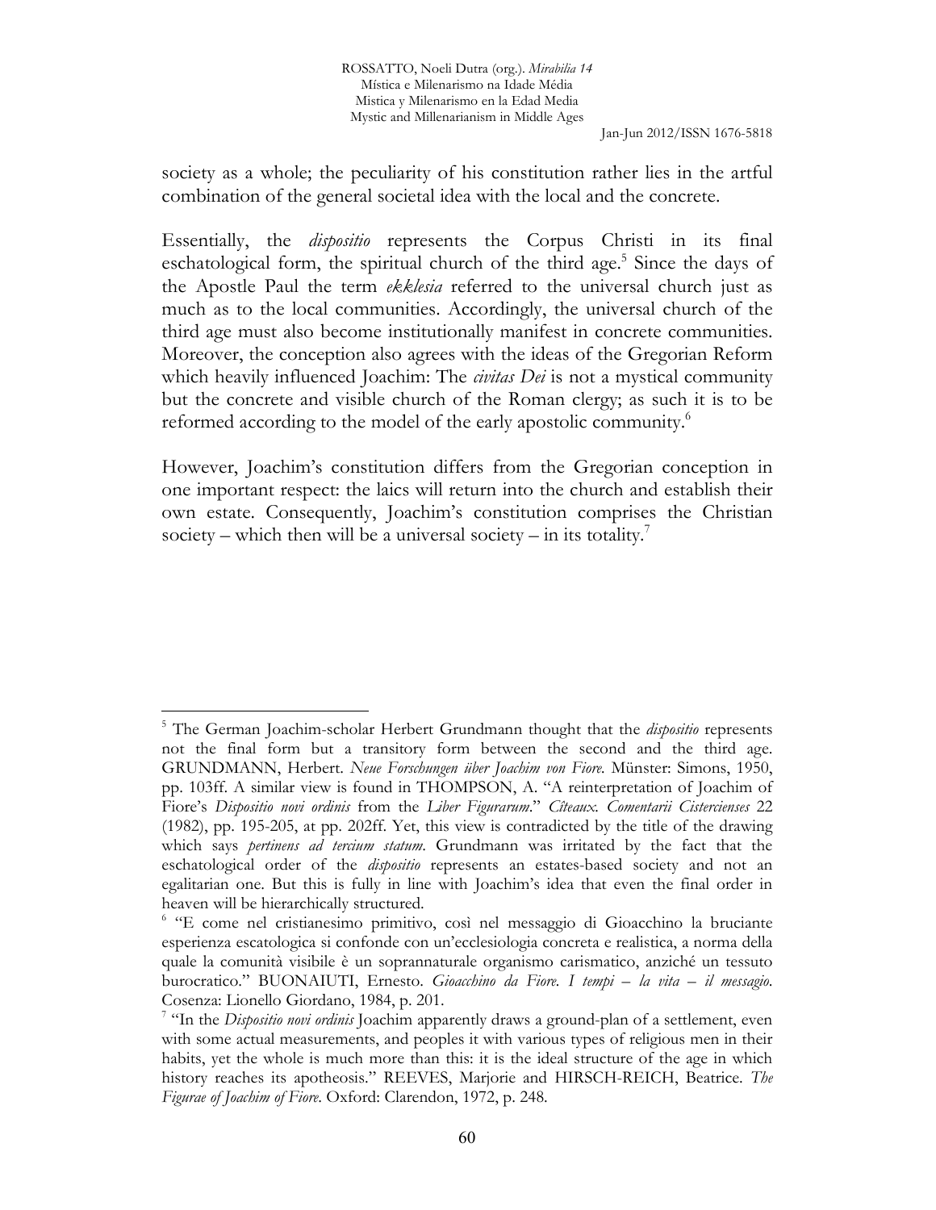society as a whole; the peculiarity of his constitution rather lies in the artful combination of the general societal idea with the local and the concrete.

Essentially, the *dispositio* represents the Corpus Christi in its final eschatological form, the spiritual church of the third age.[5] Since the days of the Apostle Paul the term *ekklesia* referred to the universal church just as much as to the local communities. Accordingly, the universal church of the third age must also become institutionally manifest in concrete communities. Moreover, the conception also agrees with the ideas of the Gregorian Reform which heavily influenced Joachim: The *civitas Dei* is not a mystical community but the concrete and visible church of the Roman clergy; as such it is to be reformed according to the model of the early apostolic community.[6]

However, Joachim's constitution differs from the Gregorian conception in one important respect: the laics will return into the church and establish their own estate. Consequently, Joachim's constitution comprises the Christian society – which then will be a universal society – in its totality.[7]

---

[5] The German Joachim-scholar Herbert Grundmann thought that the *dispositio* represents not the final form but a transitory form between the second and the third age. GRUNDMANN, Herbert. *Neue Forschungen über Joachim von Fiore*. Münster: Simons, 1950, pp. 103ff. A similar view is found in THOMPSON, A. "A reinterpretation of Joachim of Fiore's *Dispositio novi ordinis* from the *Liber Figurarum*." *Cîteaux. Comentarii Cistercienses* 22 (1982), pp. 195-205, at pp. 202ff. Yet, this view is contradicted by the title of the drawing which says *pertinens ad tercium statum*. Grundmann was irritated by the fact that the eschatological order of the *dispositio* represents an estates-based society and not an egalitarian one. But this is fully in line with Joachim's idea that even the final order in heaven will be hierarchically structured.

[6] "E come nel cristianesimo primitivo, così nel messaggio di Gioacchino la bruciante esperienza escatologica si confonde con un'ecclesiologia concreta e realistica, a norma della quale la comunità visibile è un soprannaturale organismo carismatico, anziché un tessuto burocratico." BUONAIUTI, Ernesto. *Gioacchino da Fiore. I tempi – la vita – il messaggio*. Cosenza: Lionello Giordano, 1984, p. 201.

[7] "In the *Dispositio novi ordinis* Joachim apparently draws a ground-plan of a settlement, even with some actual measurements, and peoples it with various types of religious men in their habits, yet the whole is much more than this: it is the ideal structure of the age in which history reaches its apotheosis." REEVES, Marjorie and HIRSCH-REICH, Beatrice. *The Figurae of Joachim of Fiore*. Oxford: Clarendon, 1972, p. 248.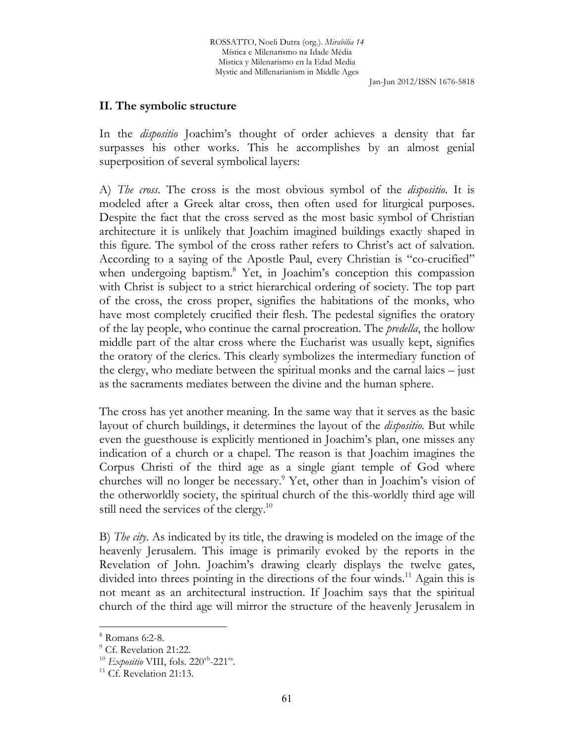## II. The symbolic structure

In the *dispositio* Joachim's thought of order achieves a density that far surpasses his other works. This he accomplishes by an almost genial superposition of several symbolical layers:

A) *The cross*. The cross is the most obvious symbol of the *dispositio*. It is modeled after a Greek altar cross, then often used for liturgical purposes. Despite the fact that the cross served as the most basic symbol of Christian architecture it is unlikely that Joachim imagined buildings exactly shaped in this figure. The symbol of the cross rather refers to Christ's act of salvation. According to a saying of the Apostle Paul, every Christian is "co-crucified" when undergoing baptism.[8] Yet, in Joachim's conception this compassion with Christ is subject to a strict hierarchical ordering of society. The top part of the cross, the cross proper, signifies the habitations of the monks, who have most completely crucified their flesh. The pedestal signifies the oratory of the lay people, who continue the carnal procreation. The *predella*, the hollow middle part of the altar cross where the Eucharist was usually kept, signifies the oratory of the clerics. This clearly symbolizes the intermediary function of the clergy, who mediate between the spiritual monks and the carnal laics – just as the sacraments mediates between the divine and the human sphere.

The cross has yet another meaning. In the same way that it serves as the basic layout of church buildings, it determines the layout of the *dispositio*. But while even the guesthouse is explicitly mentioned in Joachim's plan, one misses any indication of a church or a chapel. The reason is that Joachim imagines the Corpus Christi of the third age as a single giant temple of God where churches will no longer be necessary.[9] Yet, other than in Joachim's vision of the otherworldly society, the spiritual church of the this-worldly third age will still need the services of the clergy.[10]

B) *The city*. As indicated by its title, the drawing is modeled on the image of the heavenly Jerusalem. This image is primarily evoked by the reports in the Revelation of John. Joachim's drawing clearly displays the twelve gates, divided into threes pointing in the directions of the four winds.[11] Again this is not meant as an architectural instruction. If Joachim says that the spiritual church of the third age will mirror the structure of the heavenly Jerusalem in

---

[8] Romans 6:2-8.

[9] Cf. Revelation 21:22.

[10] *Expositio* VIII, fols. 220[vb]-221[ra].

[11] Cf. Revelation 21:13.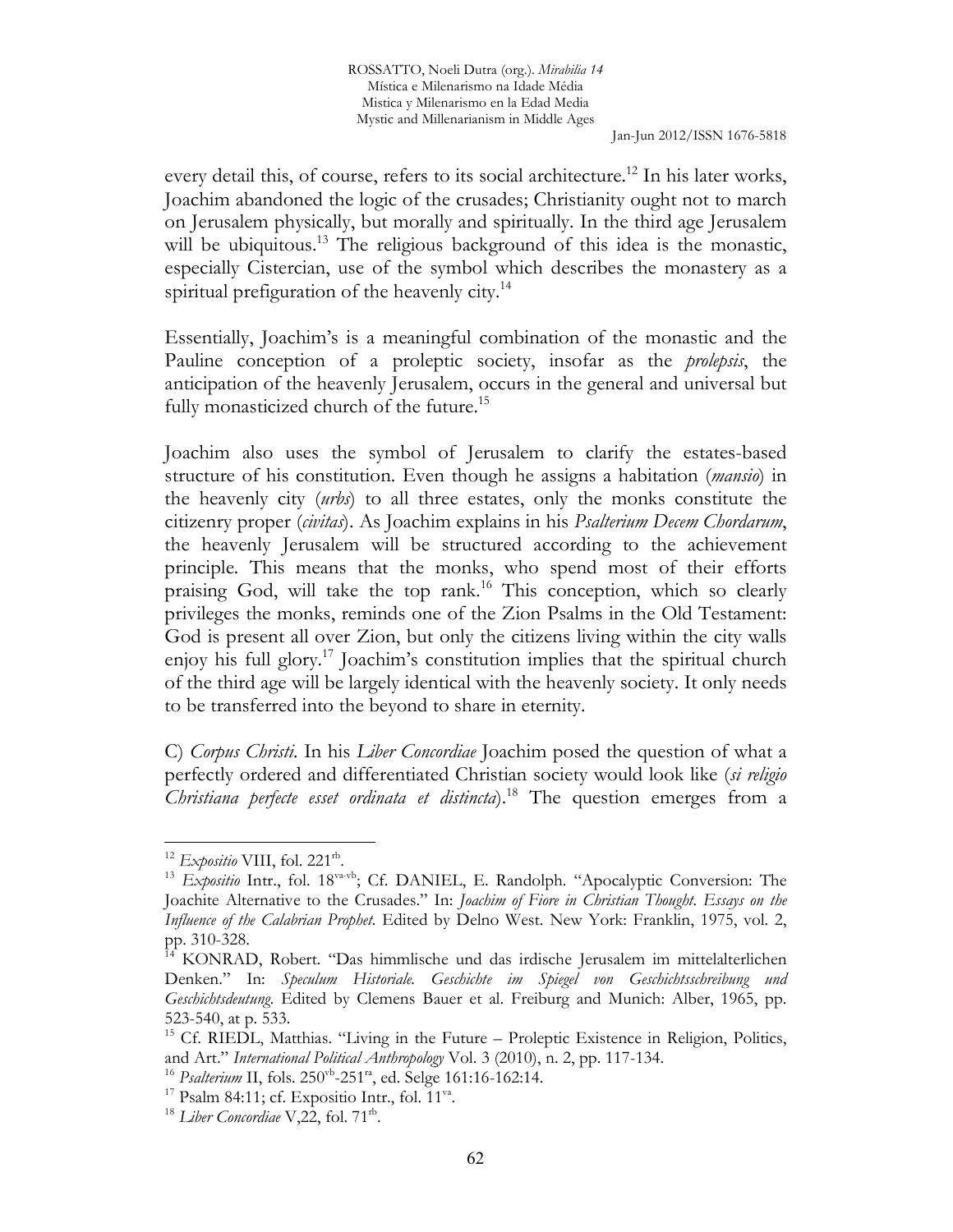every detail this, of course, refers to its social architecture.[12] In his later works, Joachim abandoned the logic of the crusades; Christianity ought not to march on Jerusalem physically, but morally and spiritually. In the third age Jerusalem will be ubiquitous.[13] The religious background of this idea is the monastic, especially Cistercian, use of the symbol which describes the monastery as a spiritual prefiguration of the heavenly city.[14]

Essentially, Joachim's is a meaningful combination of the monastic and the Pauline conception of a proleptic society, insofar as the *prolepsis*, the anticipation of the heavenly Jerusalem, occurs in the general and universal but fully monasticized church of the future.[15]

Joachim also uses the symbol of Jerusalem to clarify the estates-based structure of his constitution. Even though he assigns a habitation (*mansio*) in the heavenly city (*urbs*) to all three estates, only the monks constitute the citizenry proper (*civitas*). As Joachim explains in his *Psalterium Decem Chordarum*, the heavenly Jerusalem will be structured according to the achievement principle. This means that the monks, who spend most of their efforts praising God, will take the top rank.[16] This conception, which so clearly privileges the monks, reminds one of the Zion Psalms in the Old Testament: God is present all over Zion, but only the citizens living within the city walls enjoy his full glory.[17] Joachim's constitution implies that the spiritual church of the third age will be largely identical with the heavenly society. It only needs to be transferred into the beyond to share in eternity.

C) *Corpus Christi*. In his *Liber Concordiae* Joachim posed the question of what a perfectly ordered and differentiated Christian society would look like (*si religio Christiana perfecte esset ordinata et distincta*).[18] The question emerges from a

---

[12] *Expositio* VIII, fol. 221[rb].

[13] *Expositio* Intr., fol. 18[va-vb]; Cf. DANIEL, E. Randolph. "Apocalyptic Conversion: The Joachite Alternative to the Crusades." In: *Joachim of Fiore in Christian Thought. Essays on the Influence of the Calabrian Prophet*. Edited by Delno West. New York: Franklin, 1975, vol. 2, pp. 310-328.

[14] KONRAD, Robert. "Das himmlische und das irdische Jerusalem im mittelalterlichen Denken." In: *Speculum Historiale. Geschichte im Spiegel von Geschichtsschreibung und Geschichtsdeutung*. Edited by Clemens Bauer et al. Freiburg and Munich: Alber, 1965, pp. 523-540, at p. 533.

[15] Cf. RIEDL, Matthias. "Living in the Future – Proleptic Existence in Religion, Politics, and Art." *International Political Anthropology* Vol. 3 (2010), n. 2, pp. 117-134.

[16] *Psalterium* II, fols. 250[vb]-251[ra], ed. Selge 161:16-162:14.

[17] Psalm 84:11; cf. Expositio Intr., fol. 11[va].

[18] *Liber Concordiae* V,22, fol. 71[rb].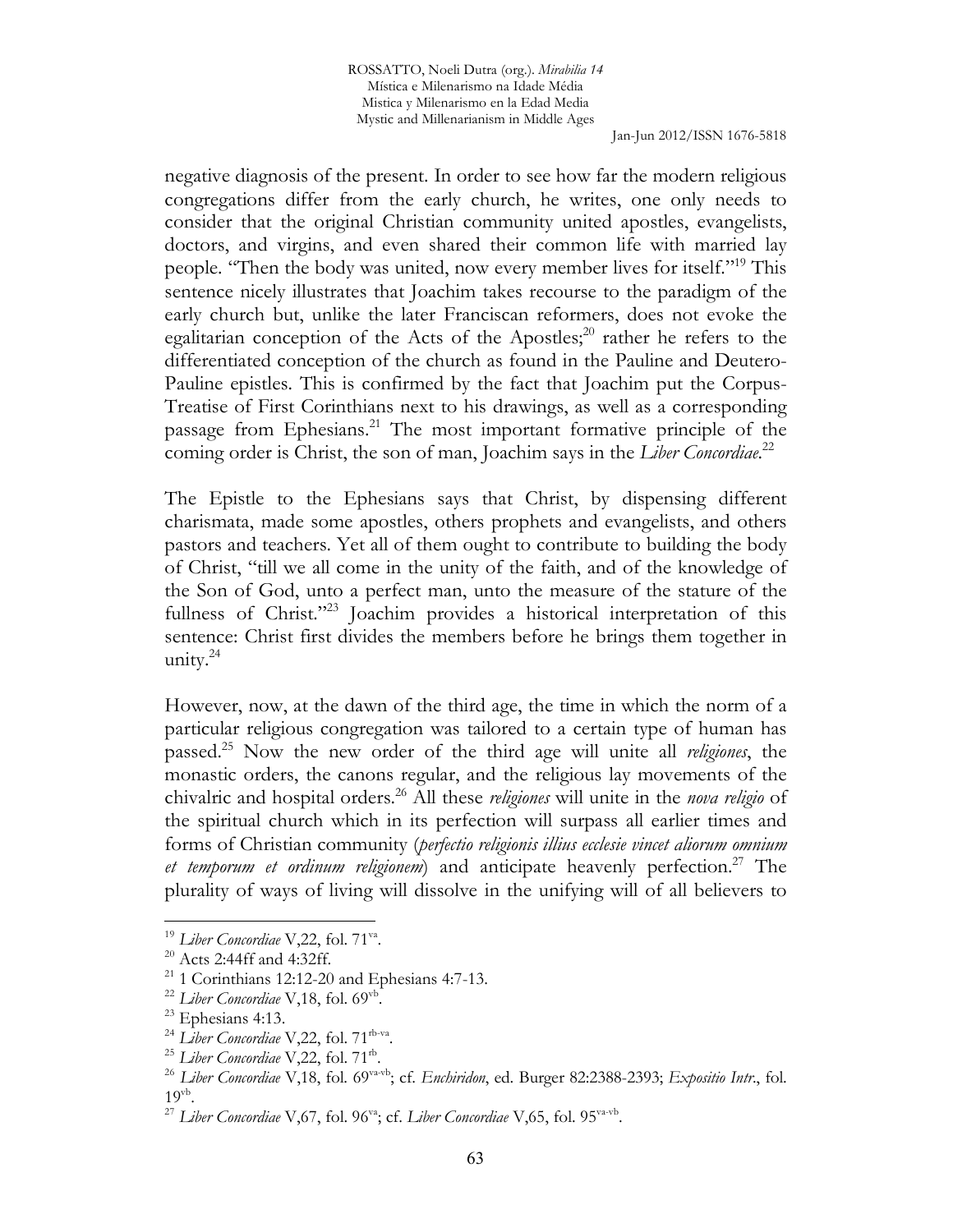negative diagnosis of the present. In order to see how far the modern religious congregations differ from the early church, he writes, one only needs to consider that the original Christian community united apostles, evangelists, doctors, and virgins, and even shared their common life with married lay people. "Then the body was united, now every member lives for itself."[19] This sentence nicely illustrates that Joachim takes recourse to the paradigm of the early church but, unlike the later Franciscan reformers, does not evoke the egalitarian conception of the Acts of the Apostles;[20] rather he refers to the differentiated conception of the church as found in the Pauline and Deutero-Pauline epistles. This is confirmed by the fact that Joachim put the Corpus-Treatise of First Corinthians next to his drawings, as well as a corresponding passage from Ephesians.[21] The most important formative principle of the coming order is Christ, the son of man, Joachim says in the *Liber Concordiae*.[22]

The Epistle to the Ephesians says that Christ, by dispensing different charismata, made some apostles, others prophets and evangelists, and others pastors and teachers. Yet all of them ought to contribute to building the body of Christ, "till we all come in the unity of the faith, and of the knowledge of the Son of God, unto a perfect man, unto the measure of the stature of the fullness of Christ."[23] Joachim provides a historical interpretation of this sentence: Christ first divides the members before he brings them together in unity.[24]

However, now, at the dawn of the third age, the time in which the norm of a particular religious congregation was tailored to a certain type of human has passed.[25] Now the new order of the third age will unite all *religiones*, the monastic orders, the canons regular, and the religious lay movements of the chivalric and hospital orders.[26] All these *religiones* will unite in the *nova religio* of the spiritual church which in its perfection will surpass all earlier times and forms of Christian community (*perfectio religionis illius ecclesie vincet aliorum omnium et temporum et ordinum religionem*) and anticipate heavenly perfection.[27] The plurality of ways of living will dissolve in the unifying will of all believers to

---

[19] *Liber Concordiae* V,22, fol. 71[va].

[20] Acts 2:44ff and 4:32ff.

[21] 1 Corinthians 12:12-20 and Ephesians 4:7-13.

[22] *Liber Concordiae* V,18, fol. 69[vb].

[23] Ephesians 4:13.

[24] *Liber Concordiae* V,22, fol. 71[rb-va].

[25] *Liber Concordiae* V,22, fol. 71[rb].

[26] *Liber Concordiae* V,18, fol. 69[va-vb]; cf. *Enchiridon*, ed. Burger 82:2388-2393; *Expositio Intr.*, fol. 19[vb].

[27] *Liber Concordiae* V,67, fol. 96[va]; cf. *Liber Concordiae* V,65, fol. 95[va-vb].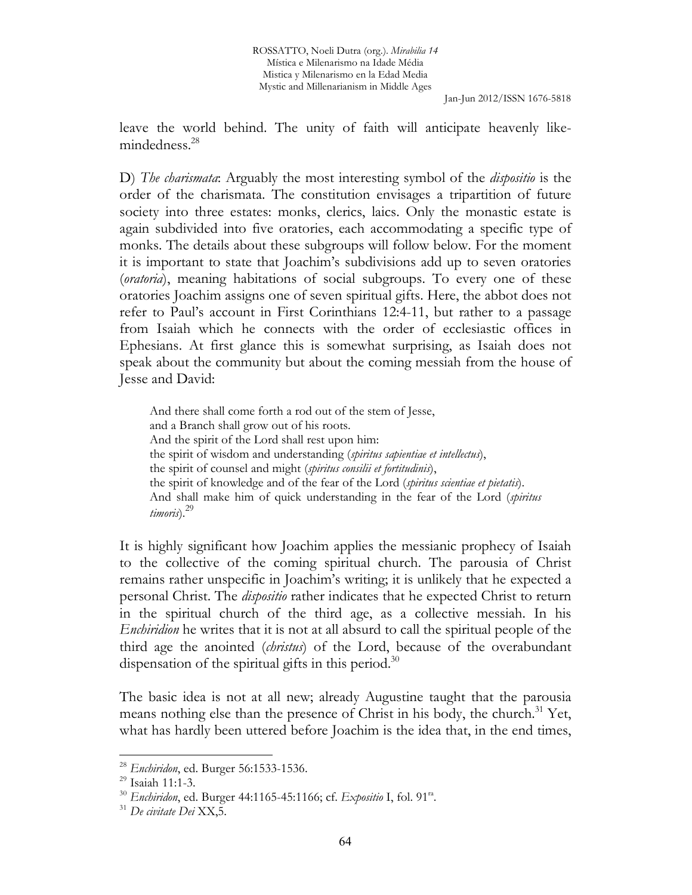leave the world behind. The unity of faith will anticipate heavenly like-mindedness.[28]

D) *The charismata*: Arguably the most interesting symbol of the *dispositio* is the order of the charismata. The constitution envisages a tripartition of future society into three estates: monks, clerics, laics. Only the monastic estate is again subdivided into five oratories, each accommodating a specific type of monks. The details about these subgroups will follow below. For the moment it is important to state that Joachim's subdivisions add up to seven oratories (*oratoria*), meaning habitations of social subgroups. To every one of these oratories Joachim assigns one of seven spiritual gifts. Here, the abbot does not refer to Paul's account in First Corinthians 12:4-11, but rather to a passage from Isaiah which he connects with the order of ecclesiastic offices in Ephesians. At first glance this is somewhat surprising, as Isaiah does not speak about the community but about the coming messiah from the house of Jesse and David:

> And there shall come forth a rod out of the stem of Jesse,
> and a Branch shall grow out of his roots.
> And the spirit of the Lord shall rest upon him:
> the spirit of wisdom and understanding (*spiritus sapientiae et intellectus*),
> the spirit of counsel and might (*spiritus consilii et fortitudinis*),
> the spirit of knowledge and of the fear of the Lord (*spiritus scientiae et pietatis*).
> And shall make him of quick understanding in the fear of the Lord (*spiritus timoris*).[29]

It is highly significant how Joachim applies the messianic prophecy of Isaiah to the collective of the coming spiritual church. The parousia of Christ remains rather unspecific in Joachim's writing; it is unlikely that he expected a personal Christ. The *dispositio* rather indicates that he expected Christ to return in the spiritual church of the third age, as a collective messiah. In his *Enchiridion* he writes that it is not at all absurd to call the spiritual people of the third age the anointed (*christus*) of the Lord, because of the overabundant dispensation of the spiritual gifts in this period.[30]

The basic idea is not at all new; already Augustine taught that the parousia means nothing else than the presence of Christ in his body, the church.[31] Yet, what has hardly been uttered before Joachim is the idea that, in the end times,

---

[28] *Enchiridon*, ed. Burger 56:1533-1536.

[29] Isaiah 11:1-3.

[30] *Enchiridon*, ed. Burger 44:1165-45:1166; cf. *Expositio* I, fol. 91[ra].

[31] *De civitate Dei* XX,5.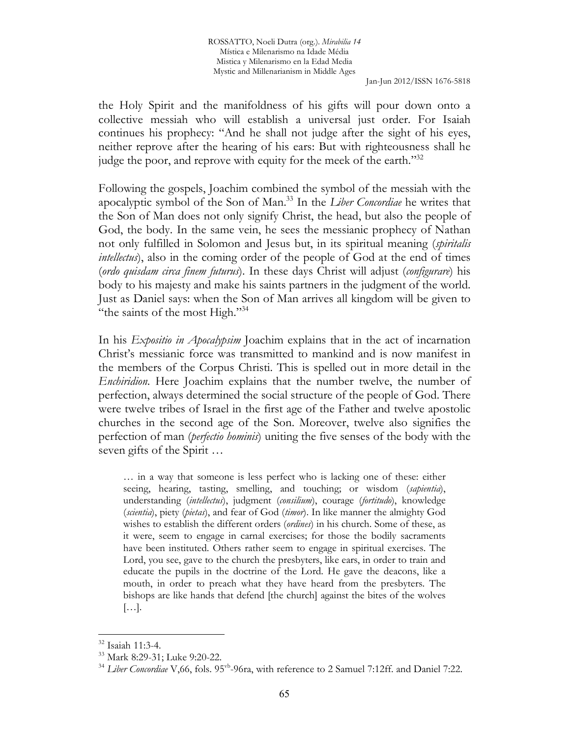the Holy Spirit and the manifoldness of his gifts will pour down onto a collective messiah who will establish a universal just order. For Isaiah continues his prophecy: "And he shall not judge after the sight of his eyes, neither reprove after the hearing of his ears: But with righteousness shall he judge the poor, and reprove with equity for the meek of the earth."[32]

Following the gospels, Joachim combined the symbol of the messiah with the apocalyptic symbol of the Son of Man.[33] In the *Liber Concordiae* he writes that the Son of Man does not only signify Christ, the head, but also the people of God, the body. In the same vein, he sees the messianic prophecy of Nathan not only fulfilled in Solomon and Jesus but, in its spiritual meaning (*spiritalis intellectus*), also in the coming order of the people of God at the end of times (*ordo quisdam circa finem futurus*). In these days Christ will adjust (*configurare*) his body to his majesty and make his saints partners in the judgment of the world. Just as Daniel says: when the Son of Man arrives all kingdom will be given to "the saints of the most High."[34]

In his *Expositio in Apocalypsim* Joachim explains that in the act of incarnation Christ's messianic force was transmitted to mankind and is now manifest in the members of the Corpus Christi. This is spelled out in more detail in the *Enchiridion*. Here Joachim explains that the number twelve, the number of perfection, always determined the social structure of the people of God. There were twelve tribes of Israel in the first age of the Father and twelve apostolic churches in the second age of the Son. Moreover, twelve also signifies the perfection of man (*perfectio hominis*) uniting the five senses of the body with the seven gifts of the Spirit …

> … in a way that someone is less perfect who is lacking one of these: either seeing, hearing, tasting, smelling, and touching; or wisdom (*sapientia*), understanding (*intellectus*), judgment (*consilium*), courage (*fortitudo*), knowledge (*scientia*), piety (*pietas*), and fear of God (*timor*). In like manner the almighty God wishes to establish the different orders (*ordines*) in his church. Some of these, as it were, seem to engage in carnal exercises; for those the bodily sacraments have been instituted. Others rather seem to engage in spiritual exercises. The Lord, you see, gave to the church the presbyters, like ears, in order to train and educate the pupils in the doctrine of the Lord. He gave the deacons, like a mouth, in order to preach what they have heard from the presbyters. The bishops are like hands that defend [the church] against the bites of the wolves […].

---

[32] Isaiah 11:3-4.

[33] Mark 8:29-31; Luke 9:20-22.

[34] *Liber Concordiae* V,66, fols. 95vb-96ra, with reference to 2 Samuel 7:12ff. and Daniel 7:22.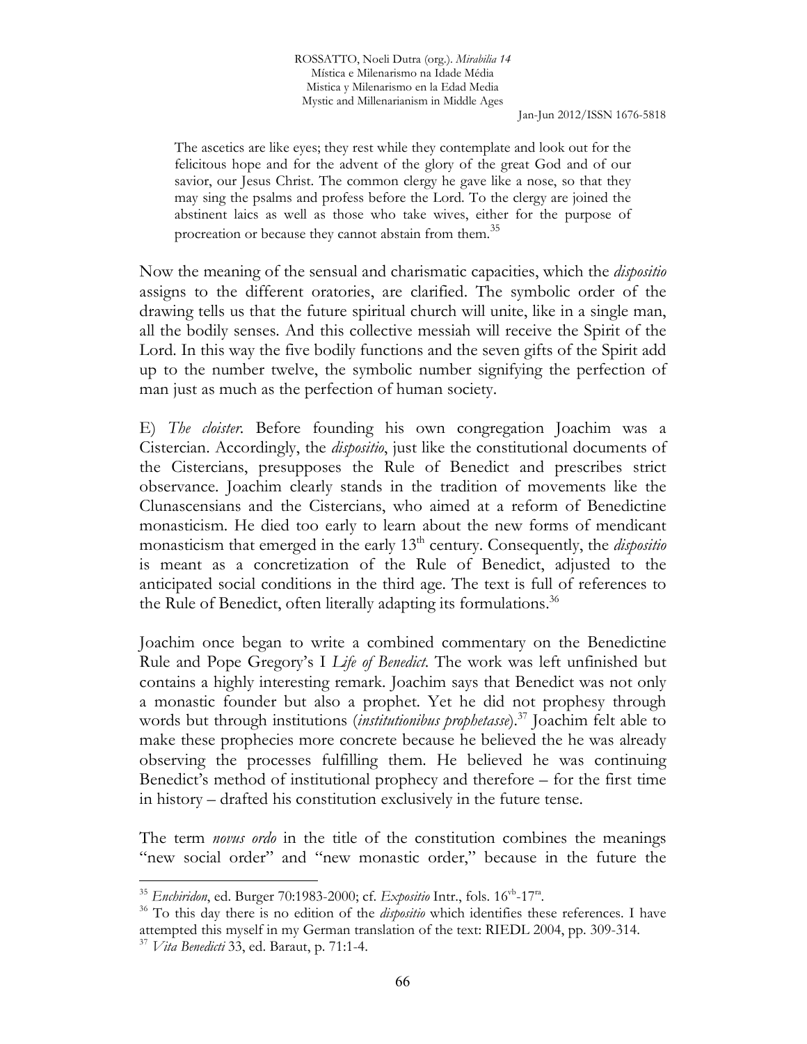> The ascetics are like eyes; they rest while they contemplate and look out for the felicitous hope and for the advent of the glory of the great God and of our savior, our Jesus Christ. The common clergy he gave like a nose, so that they may sing the psalms and profess before the Lord. To the clergy are joined the abstinent laics as well as those who take wives, either for the purpose of procreation or because they cannot abstain from them.[35]

Now the meaning of the sensual and charismatic capacities, which the *dispositio* assigns to the different oratories, are clarified. The symbolic order of the drawing tells us that the future spiritual church will unite, like in a single man, all the bodily senses. And this collective messiah will receive the Spirit of the Lord. In this way the five bodily functions and the seven gifts of the Spirit add up to the number twelve, the symbolic number signifying the perfection of man just as much as the perfection of human society.

E) *The cloister*. Before founding his own congregation Joachim was a Cistercian. Accordingly, the *dispositio*, just like the constitutional documents of the Cistercians, presupposes the Rule of Benedict and prescribes strict observance. Joachim clearly stands in the tradition of movements like the Clunascensians and the Cistercians, who aimed at a reform of Benedictine monasticism. He died too early to learn about the new forms of mendicant monasticism that emerged in the early 13th century. Consequently, the *dispositio* is meant as a concretization of the Rule of Benedict, adjusted to the anticipated social conditions in the third age. The text is full of references to the Rule of Benedict, often literally adapting its formulations.[36]

Joachim once began to write a combined commentary on the Benedictine Rule and Pope Gregory's I *Life of Benedict*. The work was left unfinished but contains a highly interesting remark. Joachim says that Benedict was not only a monastic founder but also a prophet. Yet he did not prophesy through words but through institutions (*institutionibus prophetasse*).[37] Joachim felt able to make these prophecies more concrete because he believed the he was already observing the processes fulfilling them. He believed he was continuing Benedict's method of institutional prophecy and therefore – for the first time in history – drafted his constitution exclusively in the future tense.

The term *novus ordo* in the title of the constitution combines the meanings "new social order" and "new monastic order," because in the future the

---

[35] *Enchiridon*, ed. Burger 70:1983-2000; cf. *Expositio* Intr., fols. 16vb-17ra.

[36] To this day there is no edition of the *dispositio* which identifies these references. I have attempted this myself in my German translation of the text: RIEDL 2004, pp. 309-314.

[37] *Vita Benedicti* 33, ed. Baraut, p. 71:1-4.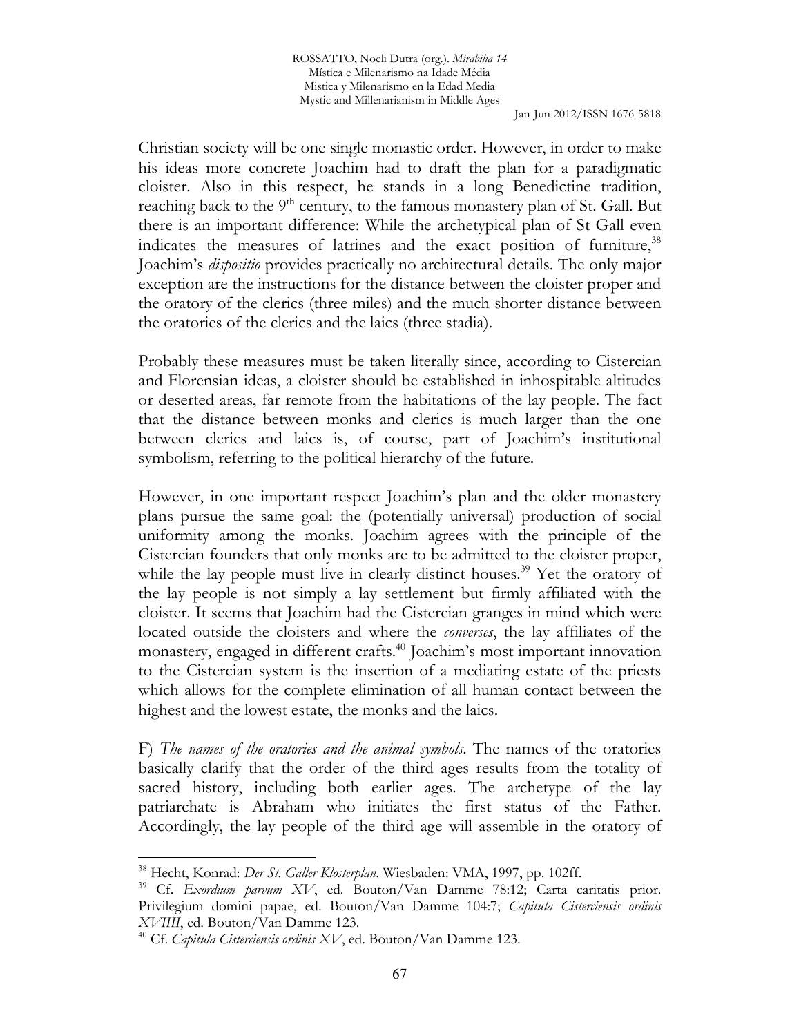Christian society will be one single monastic order. However, in order to make his ideas more concrete Joachim had to draft the plan for a paradigmatic cloister. Also in this respect, he stands in a long Benedictine tradition, reaching back to the 9th century, to the famous monastery plan of St. Gall. But there is an important difference: While the archetypical plan of St Gall even indicates the measures of latrines and the exact position of furniture,[38] Joachim's *dispositio* provides practically no architectural details. The only major exception are the instructions for the distance between the cloister proper and the oratory of the clerics (three miles) and the much shorter distance between the oratories of the clerics and the laics (three stadia).

Probably these measures must be taken literally since, according to Cistercian and Florensian ideas, a cloister should be established in inhospitable altitudes or deserted areas, far remote from the habitations of the lay people. The fact that the distance between monks and clerics is much larger than the one between clerics and laics is, of course, part of Joachim's institutional symbolism, referring to the political hierarchy of the future.

However, in one important respect Joachim's plan and the older monastery plans pursue the same goal: the (potentially universal) production of social uniformity among the monks. Joachim agrees with the principle of the Cistercian founders that only monks are to be admitted to the cloister proper, while the lay people must live in clearly distinct houses.[39] Yet the oratory of the lay people is not simply a lay settlement but firmly affiliated with the cloister. It seems that Joachim had the Cistercian granges in mind which were located outside the cloisters and where the *converses*, the lay affiliates of the monastery, engaged in different crafts.[40] Joachim's most important innovation to the Cistercian system is the insertion of a mediating estate of the priests which allows for the complete elimination of all human contact between the highest and the lowest estate, the monks and the laics.

F) *The names of the oratories and the animal symbols*. The names of the oratories basically clarify that the order of the third ages results from the totality of sacred history, including both earlier ages. The archetype of the lay patriarchate is Abraham who initiates the first status of the Father. Accordingly, the lay people of the third age will assemble in the oratory of

---

[38] Hecht, Konrad: *Der St. Galler Klosterplan*. Wiesbaden: VMA, 1997, pp. 102ff.

[39] Cf. *Exordium parvum XV*, ed. Bouton/Van Damme 78:12; Carta caritatis prior. Privilegium domini papae, ed. Bouton/Van Damme 104:7; *Capitula Cisterciensis ordinis XVIIII*, ed. Bouton/Van Damme 123.

[40] Cf. *Capitula Cisterciensis ordinis XV*, ed. Bouton/Van Damme 123.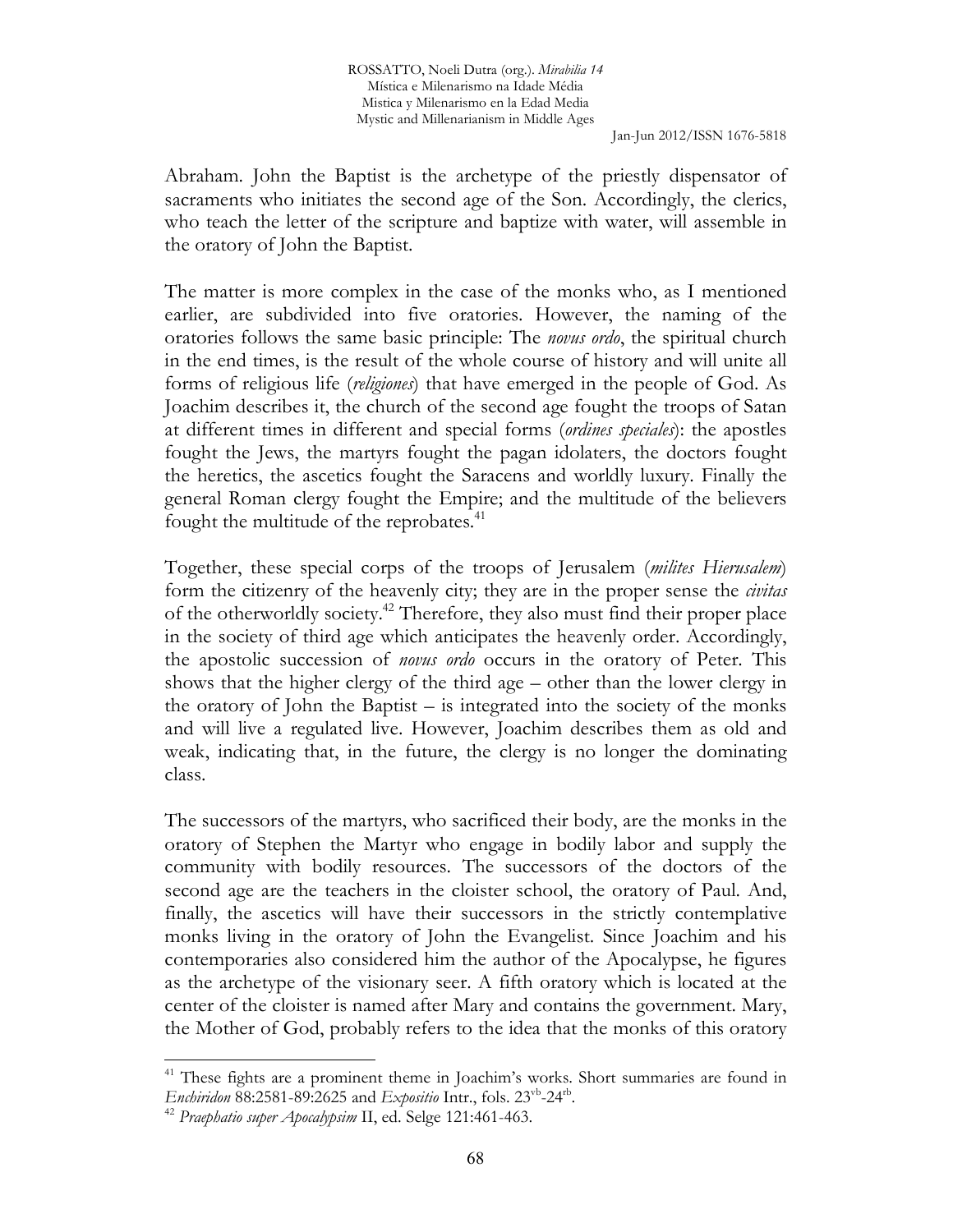Abraham. John the Baptist is the archetype of the priestly dispensator of sacraments who initiates the second age of the Son. Accordingly, the clerics, who teach the letter of the scripture and baptize with water, will assemble in the oratory of John the Baptist.

The matter is more complex in the case of the monks who, as I mentioned earlier, are subdivided into five oratories. However, the naming of the oratories follows the same basic principle: The *novus ordo*, the spiritual church in the end times, is the result of the whole course of history and will unite all forms of religious life (*religiones*) that have emerged in the people of God. As Joachim describes it, the church of the second age fought the troops of Satan at different times in different and special forms (*ordines speciales*): the apostles fought the Jews, the martyrs fought the pagan idolaters, the doctors fought the heretics, the ascetics fought the Saracens and worldly luxury. Finally the general Roman clergy fought the Empire; and the multitude of the believers fought the multitude of the reprobates.[41]

Together, these special corps of the troops of Jerusalem (*milites Hierusalem*) form the citizenry of the heavenly city; they are in the proper sense the *civitas* of the otherworldly society.[42] Therefore, they also must find their proper place in the society of third age which anticipates the heavenly order. Accordingly, the apostolic succession of *novus ordo* occurs in the oratory of Peter. This shows that the higher clergy of the third age – other than the lower clergy in the oratory of John the Baptist – is integrated into the society of the monks and will live a regulated live. However, Joachim describes them as old and weak, indicating that, in the future, the clergy is no longer the dominating class.

The successors of the martyrs, who sacrificed their body, are the monks in the oratory of Stephen the Martyr who engage in bodily labor and supply the community with bodily resources. The successors of the doctors of the second age are the teachers in the cloister school, the oratory of Paul. And, finally, the ascetics will have their successors in the strictly contemplative monks living in the oratory of John the Evangelist. Since Joachim and his contemporaries also considered him the author of the Apocalypse, he figures as the archetype of the visionary seer. A fifth oratory which is located at the center of the cloister is named after Mary and contains the government. Mary, the Mother of God, probably refers to the idea that the monks of this oratory

---

[41] These fights are a prominent theme in Joachim's works. Short summaries are found in *Enchiridon* 88:2581-89:2625 and *Expositio* Intr., fols. 23$^{vb}$-24$^{rb}$.

[42] *Praephatio super Apocalypsim* II, ed. Selge 121:461-463.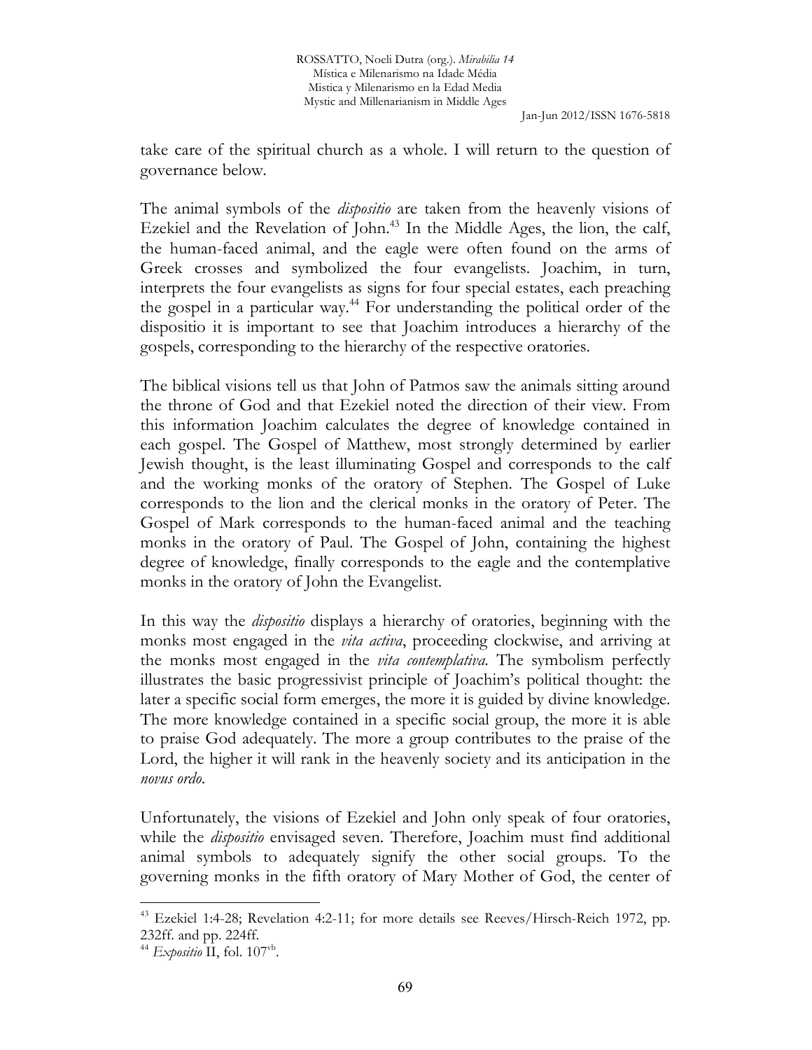take care of the spiritual church as a whole. I will return to the question of governance below.

The animal symbols of the *dispositio* are taken from the heavenly visions of Ezekiel and the Revelation of John.[43] In the Middle Ages, the lion, the calf, the human-faced animal, and the eagle were often found on the arms of Greek crosses and symbolized the four evangelists. Joachim, in turn, interprets the four evangelists as signs for four special estates, each preaching the gospel in a particular way.[44] For understanding the political order of the dispositio it is important to see that Joachim introduces a hierarchy of the gospels, corresponding to the hierarchy of the respective oratories.

The biblical visions tell us that John of Patmos saw the animals sitting around the throne of God and that Ezekiel noted the direction of their view. From this information Joachim calculates the degree of knowledge contained in each gospel. The Gospel of Matthew, most strongly determined by earlier Jewish thought, is the least illuminating Gospel and corresponds to the calf and the working monks of the oratory of Stephen. The Gospel of Luke corresponds to the lion and the clerical monks in the oratory of Peter. The Gospel of Mark corresponds to the human-faced animal and the teaching monks in the oratory of Paul. The Gospel of John, containing the highest degree of knowledge, finally corresponds to the eagle and the contemplative monks in the oratory of John the Evangelist.

In this way the *dispositio* displays a hierarchy of oratories, beginning with the monks most engaged in the *vita activa*, proceeding clockwise, and arriving at the monks most engaged in the *vita contemplativa*. The symbolism perfectly illustrates the basic progressivist principle of Joachim's political thought: the later a specific social form emerges, the more it is guided by divine knowledge. The more knowledge contained in a specific social group, the more it is able to praise God adequately. The more a group contributes to the praise of the Lord, the higher it will rank in the heavenly society and its anticipation in the *novus ordo*.

Unfortunately, the visions of Ezekiel and John only speak of four oratories, while the *dispositio* envisaged seven. Therefore, Joachim must find additional animal symbols to adequately signify the other social groups. To the governing monks in the fifth oratory of Mary Mother of God, the center of

---

[43] Ezekiel 1:4-28; Revelation 4:2-11; for more details see Reeves/Hirsch-Reich 1972, pp. 232ff. and pp. 224ff.

[44] *Expositio* II, fol. 107[vb].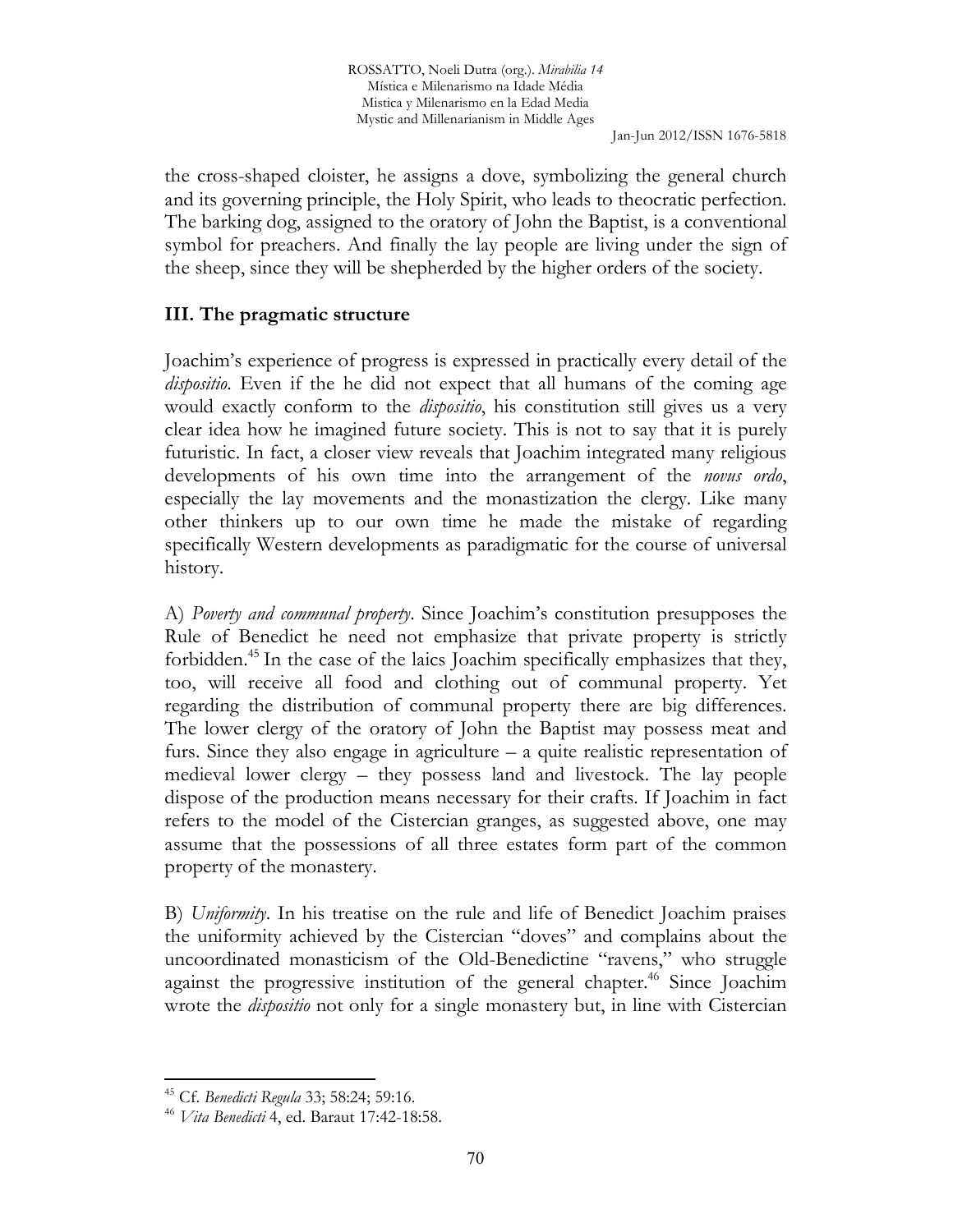the cross-shaped cloister, he assigns a dove, symbolizing the general church and its governing principle, the Holy Spirit, who leads to theocratic perfection. The barking dog, assigned to the oratory of John the Baptist, is a conventional symbol for preachers. And finally the lay people are living under the sign of the sheep, since they will be shepherded by the higher orders of the society.

## III. The pragmatic structure

Joachim's experience of progress is expressed in practically every detail of the *dispositio*. Even if the he did not expect that all humans of the coming age would exactly conform to the *dispositio*, his constitution still gives us a very clear idea how he imagined future society. This is not to say that it is purely futuristic. In fact, a closer view reveals that Joachim integrated many religious developments of his own time into the arrangement of the *novus ordo*, especially the lay movements and the monastization the clergy. Like many other thinkers up to our own time he made the mistake of regarding specifically Western developments as paradigmatic for the course of universal history.

A) *Poverty and communal property*. Since Joachim's constitution presupposes the Rule of Benedict he need not emphasize that private property is strictly forbidden.[45] In the case of the laics Joachim specifically emphasizes that they, too, will receive all food and clothing out of communal property. Yet regarding the distribution of communal property there are big differences. The lower clergy of the oratory of John the Baptist may possess meat and furs. Since they also engage in agriculture – a quite realistic representation of medieval lower clergy – they possess land and livestock. The lay people dispose of the production means necessary for their crafts. If Joachim in fact refers to the model of the Cistercian granges, as suggested above, one may assume that the possessions of all three estates form part of the common property of the monastery.

B) *Uniformity*. In his treatise on the rule and life of Benedict Joachim praises the uniformity achieved by the Cistercian "doves" and complains about the uncoordinated monasticism of the Old-Benedictine "ravens," who struggle against the progressive institution of the general chapter.[46] Since Joachim wrote the *dispositio* not only for a single monastery but, in line with Cistercian

---

[45] Cf. *Benedicti Regula* 33; 58:24; 59:16.

[46] *Vita Benedicti* 4, ed. Baraut 17:42-18:58.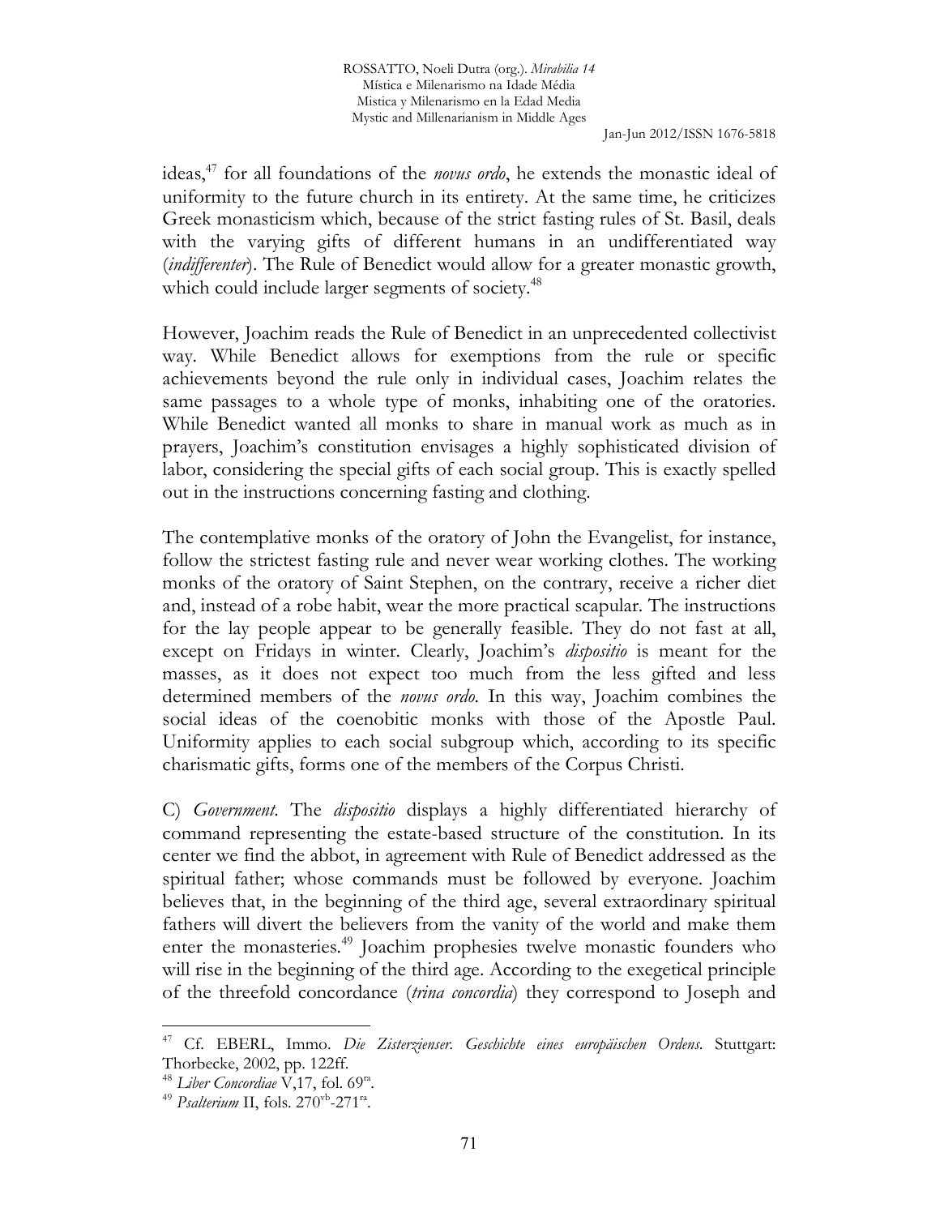ideas,[47] for all foundations of the *novus ordo*, he extends the monastic ideal of uniformity to the future church in its entirety. At the same time, he criticizes Greek monasticism which, because of the strict fasting rules of St. Basil, deals with the varying gifts of different humans in an undifferentiated way (*indifferenter*). The Rule of Benedict would allow for a greater monastic growth, which could include larger segments of society.[48]

However, Joachim reads the Rule of Benedict in an unprecedented collectivist way. While Benedict allows for exemptions from the rule or specific achievements beyond the rule only in individual cases, Joachim relates the same passages to a whole type of monks, inhabiting one of the oratories. While Benedict wanted all monks to share in manual work as much as in prayers, Joachim's constitution envisages a highly sophisticated division of labor, considering the special gifts of each social group. This is exactly spelled out in the instructions concerning fasting and clothing.

The contemplative monks of the oratory of John the Evangelist, for instance, follow the strictest fasting rule and never wear working clothes. The working monks of the oratory of Saint Stephen, on the contrary, receive a richer diet and, instead of a robe habit, wear the more practical scapular. The instructions for the lay people appear to be generally feasible. They do not fast at all, except on Fridays in winter. Clearly, Joachim's *dispositio* is meant for the masses, as it does not expect too much from the less gifted and less determined members of the *novus ordo.* In this way, Joachim combines the social ideas of the coenobitic monks with those of the Apostle Paul. Uniformity applies to each social subgroup which, according to its specific charismatic gifts, forms one of the members of the Corpus Christi.

C) *Government.* The *dispositio* displays a highly differentiated hierarchy of command representing the estate-based structure of the constitution. In its center we find the abbot, in agreement with Rule of Benedict addressed as the spiritual father; whose commands must be followed by everyone. Joachim believes that, in the beginning of the third age, several extraordinary spiritual fathers will divert the believers from the vanity of the world and make them enter the monasteries.[49] Joachim prophesies twelve monastic founders who will rise in the beginning of the third age. According to the exegetical principle of the threefold concordance (*trina concordia*) they correspond to Joseph and

---

[47] Cf. EBERL, Immo. *Die Zisterzienser. Geschichte eines europäischen Ordens*. Stuttgart: Thorbecke, 2002, pp. 122ff.

[48] *Liber Concordiae* V,17, fol. 69[ra].

[49] *Psalterium* II, fols. 270[vb]-271[ra].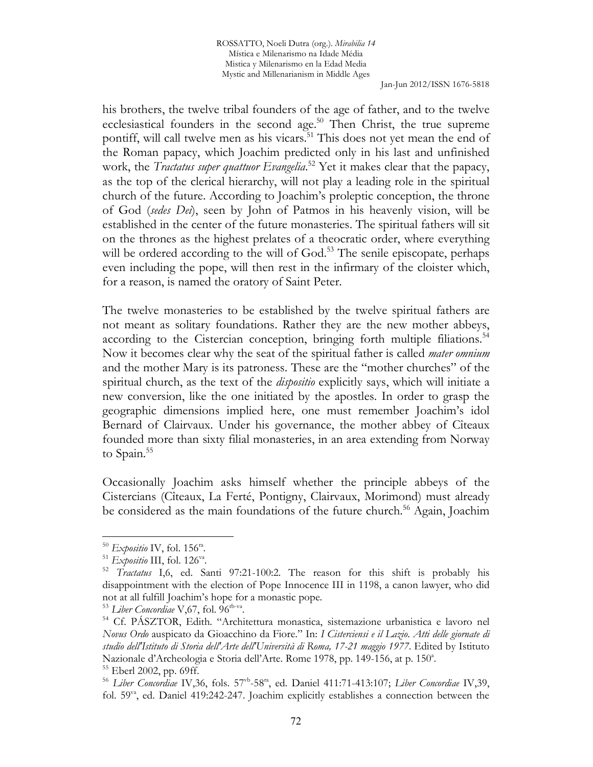his brothers, the twelve tribal founders of the age of father, and to the twelve ecclesiastical founders in the second age.[50] Then Christ, the true supreme pontiff, will call twelve men as his vicars.[51] This does not yet mean the end of the Roman papacy, which Joachim predicted only in his last and unfinished work, the *Tractatus super quattuor Evangelia*.[52] Yet it makes clear that the papacy, as the top of the clerical hierarchy, will not play a leading role in the spiritual church of the future. According to Joachim's proleptic conception, the throne of God (*sedes Dei*), seen by John of Patmos in his heavenly vision, will be established in the center of the future monasteries. The spiritual fathers will sit on the thrones as the highest prelates of a theocratic order, where everything will be ordered according to the will of God.[53] The senile episcopate, perhaps even including the pope, will then rest in the infirmary of the cloister which, for a reason, is named the oratory of Saint Peter.

The twelve monasteries to be established by the twelve spiritual fathers are not meant as solitary foundations. Rather they are the new mother abbeys, according to the Cistercian conception, bringing forth multiple filiations.[54] Now it becomes clear why the seat of the spiritual father is called *mater omnium* and the mother Mary is its patroness. These are the "mother churches" of the spiritual church, as the text of the *dispositio* explicitly says, which will initiate a new conversion, like the one initiated by the apostles. In order to grasp the geographic dimensions implied here, one must remember Joachim's idol Bernard of Clairvaux. Under his governance, the mother abbey of Cîteaux founded more than sixty filial monasteries, in an area extending from Norway to Spain.[55]

Occasionally Joachim asks himself whether the principle abbeys of the Cistercians (Cîteaux, La Ferté, Pontigny, Clairvaux, Morimond) must already be considered as the main foundations of the future church.[56] Again, Joachim

---

[50] *Expositio* IV, fol. 156[ra].

[51] *Expositio* III, fol. 126[va].

[52] *Tractatus* I,6, ed. Santi 97:21-100:2. The reason for this shift is probably his disappointment with the election of Pope Innocence III in 1198, a canon lawyer, who did not at all fulfill Joachim's hope for a monastic pope.

[53] *Liber Concordiae* V,67, fol. 96[rb-va].

[54] Cf. PÁSZTOR, Edith. "Architettura monastica, sistemazione urbanistica e lavoro nel *Novus Ordo* auspicato da Gioacchino da Fiore." In: *I Cisterciensi e il Lazio. Atti delle giornate di studio dell'Istituto di Storia dell'Arte dell'Università di Roma, 17-21 maggio 1977*. Edited by Istituto Nazionale d'Archeologia e Storia dell'Arte. Rome 1978, pp. 149-156, at p. 150[a].

[55] Eberl 2002, pp. 69ff.

[56] *Liber Concordiae* IV,36, fols. 57[vb]-58[ra], ed. Daniel 411:71-413:107; *Liber Concordiae* IV,39, fol. 59[va], ed. Daniel 419:242-247. Joachim explicitly establishes a connection between the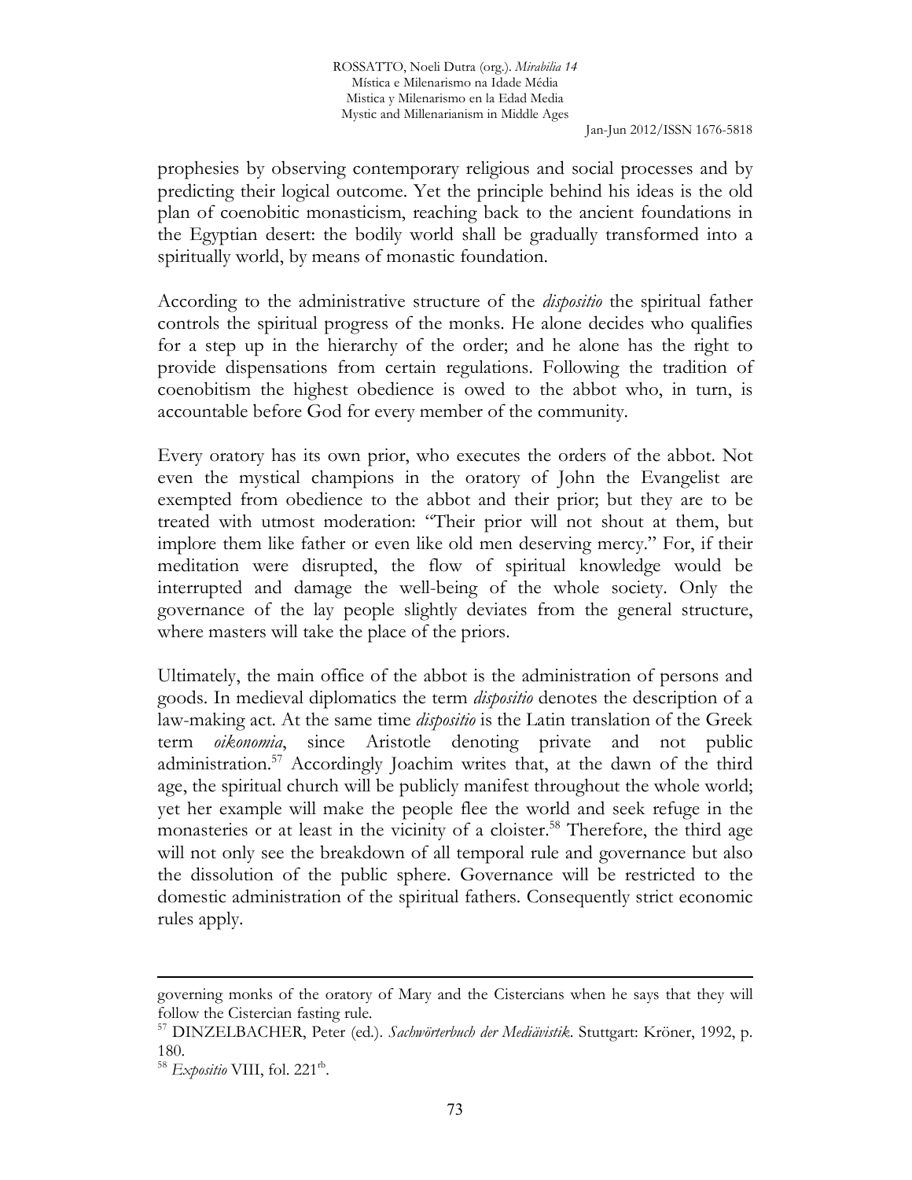prophesies by observing contemporary religious and social processes and by predicting their logical outcome. Yet the principle behind his ideas is the old plan of coenobitic monasticism, reaching back to the ancient foundations in the Egyptian desert: the bodily world shall be gradually transformed into a spiritually world, by means of monastic foundation.

According to the administrative structure of the *dispositio* the spiritual father controls the spiritual progress of the monks. He alone decides who qualifies for a step up in the hierarchy of the order; and he alone has the right to provide dispensations from certain regulations. Following the tradition of coenobitism the highest obedience is owed to the abbot who, in turn, is accountable before God for every member of the community.

Every oratory has its own prior, who executes the orders of the abbot. Not even the mystical champions in the oratory of John the Evangelist are exempted from obedience to the abbot and their prior; but they are to be treated with utmost moderation: "Their prior will not shout at them, but implore them like father or even like old men deserving mercy." For, if their meditation were disrupted, the flow of spiritual knowledge would be interrupted and damage the well-being of the whole society. Only the governance of the lay people slightly deviates from the general structure, where masters will take the place of the priors.

Ultimately, the main office of the abbot is the administration of persons and goods. In medieval diplomatics the term *dispositio* denotes the description of a law-making act. At the same time *dispositio* is the Latin translation of the Greek term *oikonomia*, since Aristotle denoting private and not public administration.[57] Accordingly Joachim writes that, at the dawn of the third age, the spiritual church will be publicly manifest throughout the whole world; yet her example will make the people flee the world and seek refuge in the monasteries or at least in the vicinity of a cloister.[58] Therefore, the third age will not only see the breakdown of all temporal rule and governance but also the dissolution of the public sphere. Governance will be restricted to the domestic administration of the spiritual fathers. Consequently strict economic rules apply.

---

governing monks of the oratory of Mary and the Cistercians when he says that they will follow the Cistercian fasting rule.

[57] DINZELBACHER, Peter (ed.). *Sachwörterbuch der Mediävistik*. Stuttgart: Kröner, 1992, p. 180.

[58] *Expositio* VIII, fol. 221[rb].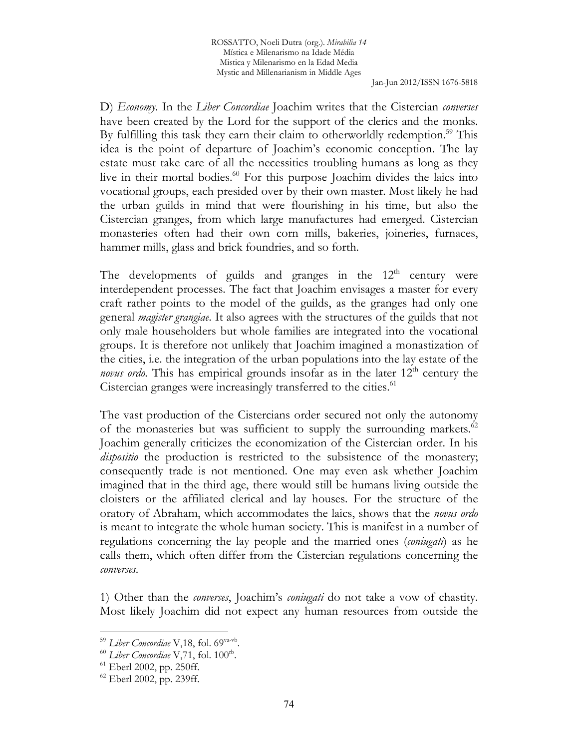D) *Economy*. In the *Liber Concordiae* Joachim writes that the Cistercian *converses* have been created by the Lord for the support of the clerics and the monks. By fulfilling this task they earn their claim to otherworldly redemption.[59] This idea is the point of departure of Joachim's economic conception. The lay estate must take care of all the necessities troubling humans as long as they live in their mortal bodies.[60] For this purpose Joachim divides the laics into vocational groups, each presided over by their own master. Most likely he had the urban guilds in mind that were flourishing in his time, but also the Cistercian granges, from which large manufactures had emerged. Cistercian monasteries often had their own corn mills, bakeries, joineries, furnaces, hammer mills, glass and brick foundries, and so forth.

The developments of guilds and granges in the 12th century were interdependent processes. The fact that Joachim envisages a master for every craft rather points to the model of the guilds, as the granges had only one general *magister grangiae*. It also agrees with the structures of the guilds that not only male householders but whole families are integrated into the vocational groups. It is therefore not unlikely that Joachim imagined a monastization of the cities, i.e. the integration of the urban populations into the lay estate of the *novus ordo*. This has empirical grounds insofar as in the later 12th century the Cistercian granges were increasingly transferred to the cities.[61]

The vast production of the Cistercians order secured not only the autonomy of the monasteries but was sufficient to supply the surrounding markets.[62] Joachim generally criticizes the economization of the Cistercian order. In his *dispositio* the production is restricted to the subsistence of the monastery; consequently trade is not mentioned. One may even ask whether Joachim imagined that in the third age, there would still be humans living outside the cloisters or the affiliated clerical and lay houses. For the structure of the oratory of Abraham, which accommodates the laics, shows that the *novus ordo* is meant to integrate the whole human society. This is manifest in a number of regulations concerning the lay people and the married ones (*coniugati*) as he calls them, which often differ from the Cistercian regulations concerning the *converses*.

1) Other than the *converses*, Joachim's *coniugati* do not take a vow of chastity. Most likely Joachim did not expect any human resources from outside the

---

[59] *Liber Concordiae* V,18, fol. 69va-vb.

[60] *Liber Concordiae* V,71, fol. 100rb.

[61] Eberl 2002, pp. 250ff.

[62] Eberl 2002, pp. 239ff.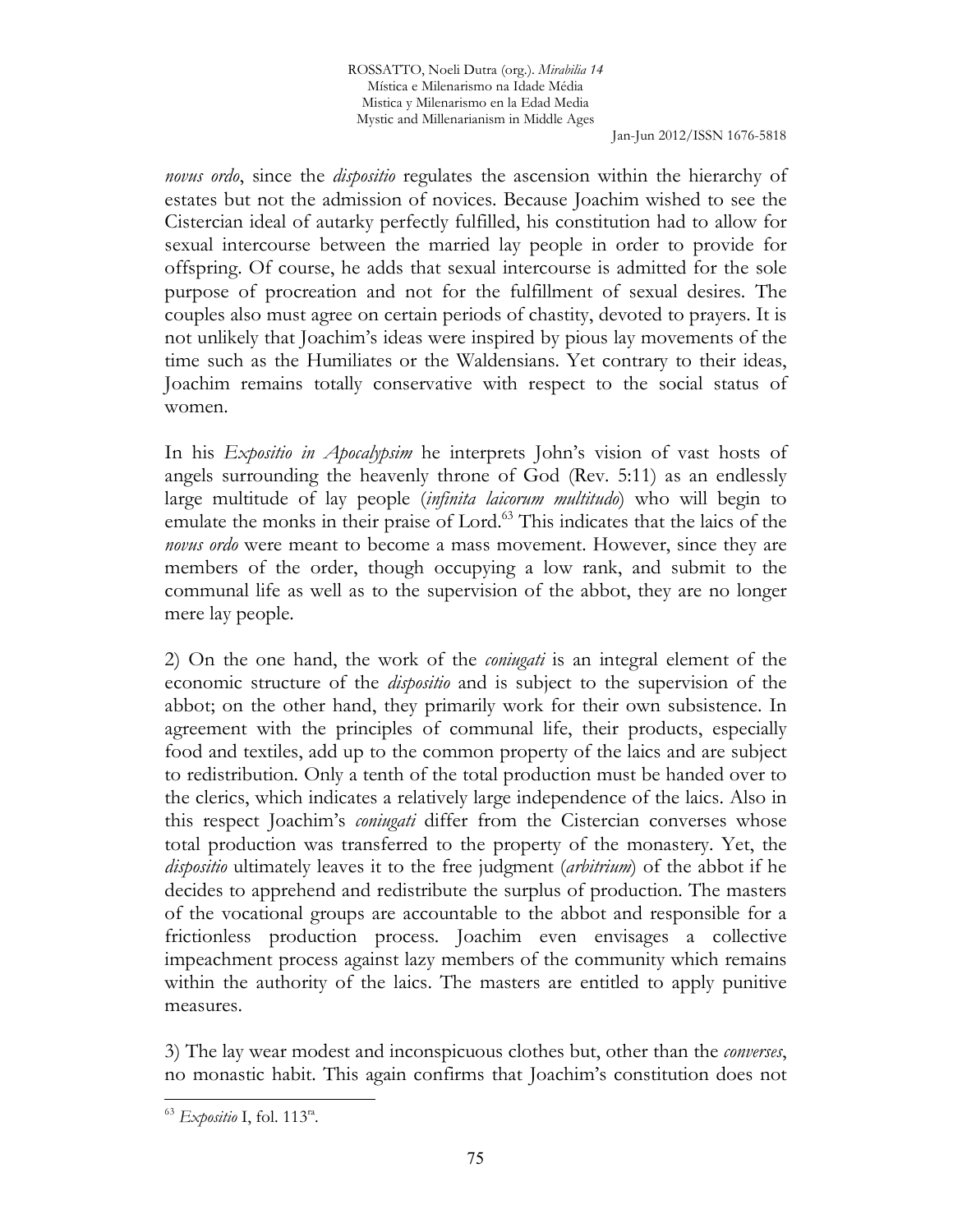*novus ordo*, since the *dispositio* regulates the ascension within the hierarchy of estates but not the admission of novices. Because Joachim wished to see the Cistercian ideal of autarky perfectly fulfilled, his constitution had to allow for sexual intercourse between the married lay people in order to provide for offspring. Of course, he adds that sexual intercourse is admitted for the sole purpose of procreation and not for the fulfillment of sexual desires. The couples also must agree on certain periods of chastity, devoted to prayers. It is not unlikely that Joachim's ideas were inspired by pious lay movements of the time such as the Humiliates or the Waldensians. Yet contrary to their ideas, Joachim remains totally conservative with respect to the social status of women.

In his *Expositio in Apocalypsim* he interprets John's vision of vast hosts of angels surrounding the heavenly throne of God (Rev. 5:11) as an endlessly large multitude of lay people (*infinita laicorum multitudo*) who will begin to emulate the monks in their praise of Lord.[63] This indicates that the laics of the *novus ordo* were meant to become a mass movement. However, since they are members of the order, though occupying a low rank, and submit to the communal life as well as to the supervision of the abbot, they are no longer mere lay people.

2) On the one hand, the work of the *coniugati* is an integral element of the economic structure of the *dispositio* and is subject to the supervision of the abbot; on the other hand, they primarily work for their own subsistence. In agreement with the principles of communal life, their products, especially food and textiles, add up to the common property of the laics and are subject to redistribution. Only a tenth of the total production must be handed over to the clerics, which indicates a relatively large independence of the laics. Also in this respect Joachim's *coniugati* differ from the Cistercian converses whose total production was transferred to the property of the monastery. Yet, the *dispositio* ultimately leaves it to the free judgment (*arbitrium*) of the abbot if he decides to apprehend and redistribute the surplus of production. The masters of the vocational groups are accountable to the abbot and responsible for a frictionless production process. Joachim even envisages a collective impeachment process against lazy members of the community which remains within the authority of the laics. The masters are entitled to apply punitive measures.

3) The lay wear modest and inconspicuous clothes but, other than the *converses*, no monastic habit. This again confirms that Joachim's constitution does not

---

[63] *Expositio* I, fol. 113[ra].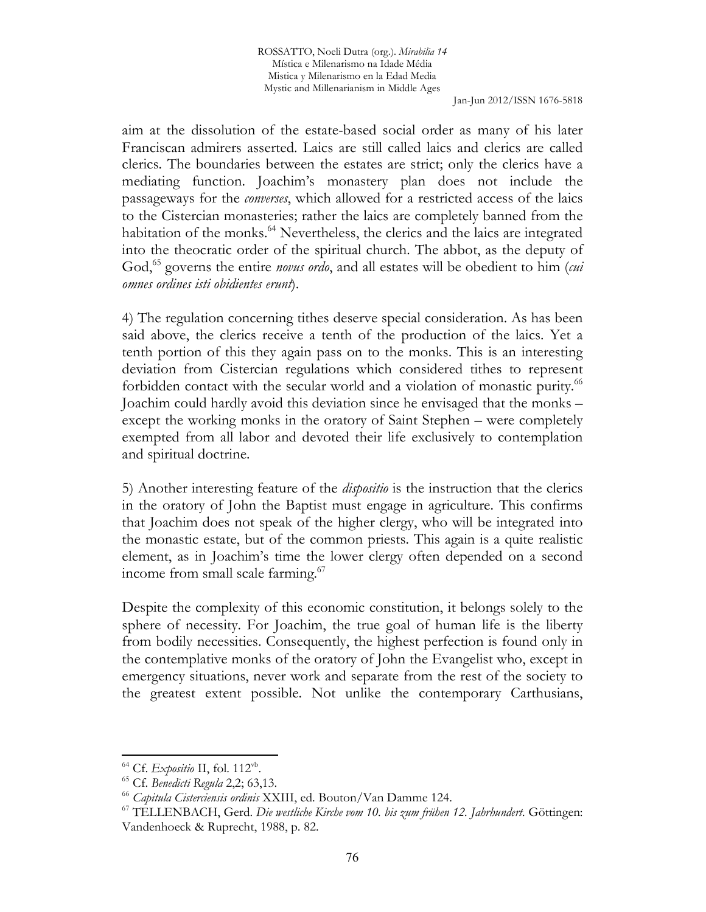aim at the dissolution of the estate-based social order as many of his later Franciscan admirers asserted. Laics are still called laics and clerics are called clerics. The boundaries between the estates are strict; only the clerics have a mediating function. Joachim's monastery plan does not include the passageways for the *converses*, which allowed for a restricted access of the laics to the Cistercian monasteries; rather the laics are completely banned from the habitation of the monks.[64] Nevertheless, the clerics and the laics are integrated into the theocratic order of the spiritual church. The abbot, as the deputy of God,[65] governs the entire *novus ordo*, and all estates will be obedient to him (*cui omnes ordines isti obidientes erunt*).

4) The regulation concerning tithes deserve special consideration. As has been said above, the clerics receive a tenth of the production of the laics. Yet a tenth portion of this they again pass on to the monks. This is an interesting deviation from Cistercian regulations which considered tithes to represent forbidden contact with the secular world and a violation of monastic purity.[66] Joachim could hardly avoid this deviation since he envisaged that the monks – except the working monks in the oratory of Saint Stephen – were completely exempted from all labor and devoted their life exclusively to contemplation and spiritual doctrine.

5) Another interesting feature of the *dispositio* is the instruction that the clerics in the oratory of John the Baptist must engage in agriculture. This confirms that Joachim does not speak of the higher clergy, who will be integrated into the monastic estate, but of the common priests. This again is a quite realistic element, as in Joachim's time the lower clergy often depended on a second income from small scale farming.[67]

Despite the complexity of this economic constitution, it belongs solely to the sphere of necessity. For Joachim, the true goal of human life is the liberty from bodily necessities. Consequently, the highest perfection is found only in the contemplative monks of the oratory of John the Evangelist who, except in emergency situations, never work and separate from the rest of the society to the greatest extent possible. Not unlike the contemporary Carthusians,

---

[64] Cf. *Expositio* II, fol. 112[vb].

[65] Cf. *Benedicti Regula* 2,2; 63,13.

[66] *Capitula Cisterciensis ordinis* XXIII, ed. Bouton/Van Damme 124.

[67] TELLENBACH, Gerd. *Die westliche Kirche vom 10. bis zum frühen 12. Jahrhundert*. Göttingen: Vandenhoeck & Ruprecht, 1988, p. 82.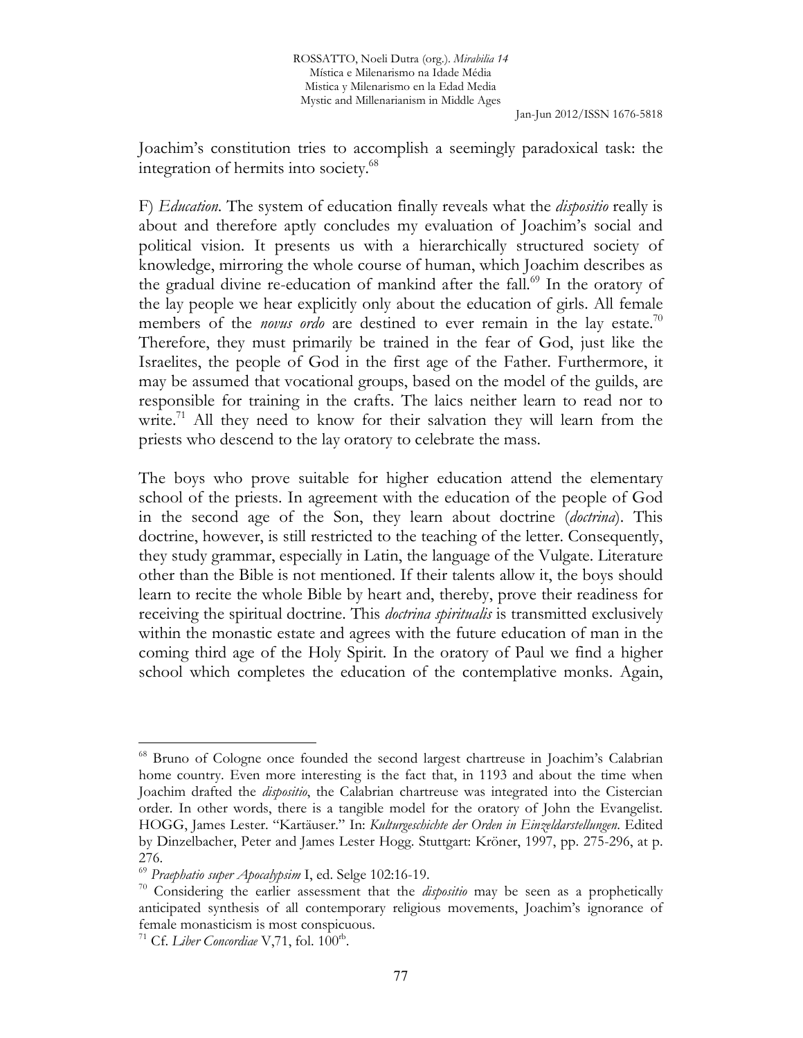Joachim's constitution tries to accomplish a seemingly paradoxical task: the integration of hermits into society.[68]

F) *Education*. The system of education finally reveals what the *dispositio* really is about and therefore aptly concludes my evaluation of Joachim's social and political vision. It presents us with a hierarchically structured society of knowledge, mirroring the whole course of human, which Joachim describes as the gradual divine re-education of mankind after the fall.[69] In the oratory of the lay people we hear explicitly only about the education of girls. All female members of the *novus ordo* are destined to ever remain in the lay estate.[70] Therefore, they must primarily be trained in the fear of God, just like the Israelites, the people of God in the first age of the Father. Furthermore, it may be assumed that vocational groups, based on the model of the guilds, are responsible for training in the crafts. The laics neither learn to read nor to write.[71] All they need to know for their salvation they will learn from the priests who descend to the lay oratory to celebrate the mass.

The boys who prove suitable for higher education attend the elementary school of the priests. In agreement with the education of the people of God in the second age of the Son, they learn about doctrine (*doctrina*). This doctrine, however, is still restricted to the teaching of the letter. Consequently, they study grammar, especially in Latin, the language of the Vulgate. Literature other than the Bible is not mentioned. If their talents allow it, the boys should learn to recite the whole Bible by heart and, thereby, prove their readiness for receiving the spiritual doctrine. This *doctrina spiritualis* is transmitted exclusively within the monastic estate and agrees with the future education of man in the coming third age of the Holy Spirit. In the oratory of Paul we find a higher school which completes the education of the contemplative monks. Again,

---

[68] Bruno of Cologne once founded the second largest chartreuse in Joachim's Calabrian home country. Even more interesting is the fact that, in 1193 and about the time when Joachim drafted the *dispositio*, the Calabrian chartreuse was integrated into the Cistercian order. In other words, there is a tangible model for the oratory of John the Evangelist. HOGG, James Lester. "Kartäuser." In: *Kulturgeschichte der Orden in Einzeldarstellungen*. Edited by Dinzelbacher, Peter and James Lester Hogg. Stuttgart: Kröner, 1997, pp. 275-296, at p. 276.

[69] *Praephatio super Apocalypsim* I, ed. Selge 102:16-19.

[70] Considering the earlier assessment that the *dispositio* may be seen as a prophetically anticipated synthesis of all contemporary religious movements, Joachim's ignorance of female monasticism is most conspicuous.

[71] Cf. *Liber Concordiae* V,71, fol. 100[rb].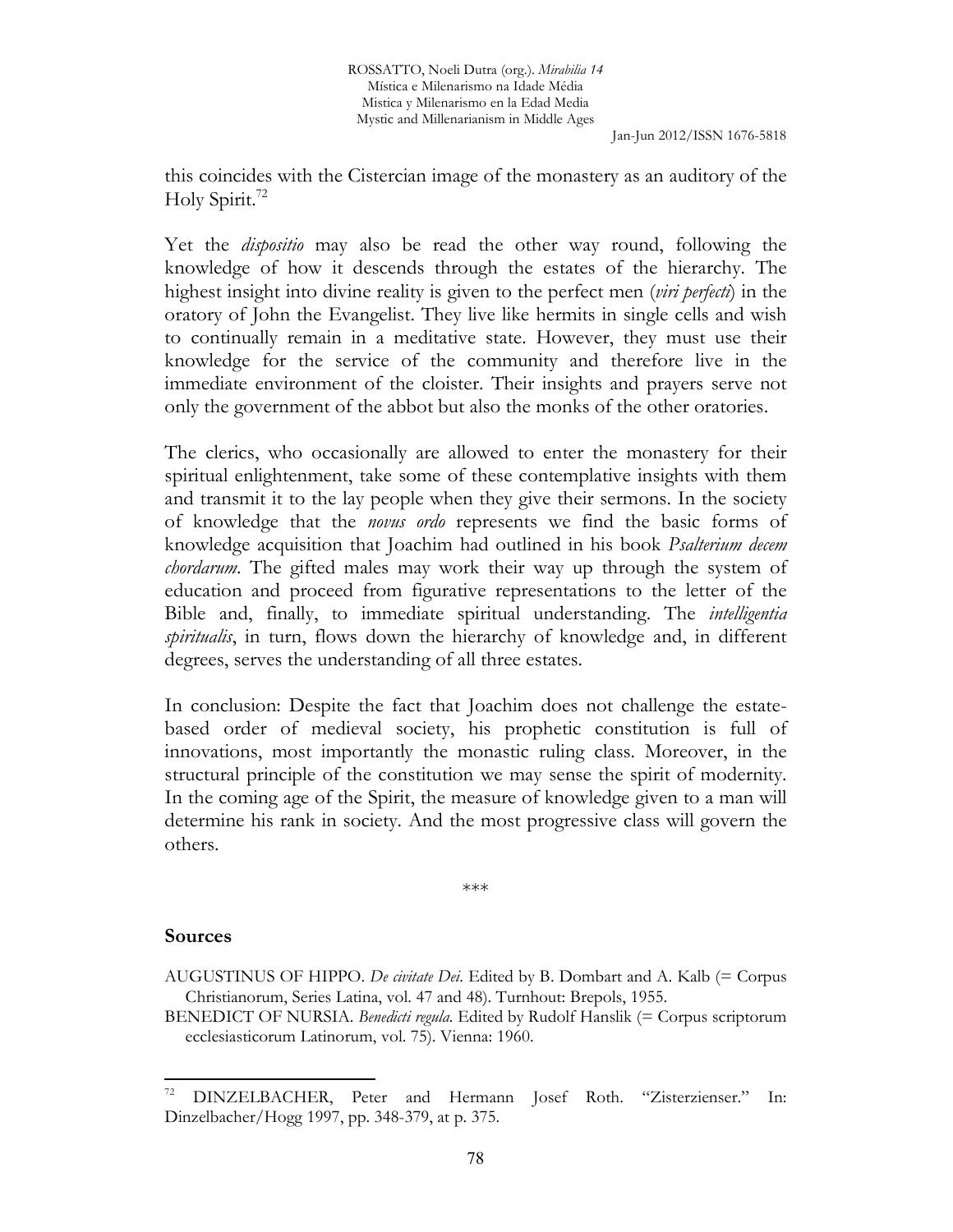this coincides with the Cistercian image of the monastery as an auditory of the Holy Spirit.[72]

Yet the *dispositio* may also be read the other way round, following the knowledge of how it descends through the estates of the hierarchy. The highest insight into divine reality is given to the perfect men (*viri perfecti*) in the oratory of John the Evangelist. They live like hermits in single cells and wish to continually remain in a meditative state. However, they must use their knowledge for the service of the community and therefore live in the immediate environment of the cloister. Their insights and prayers serve not only the government of the abbot but also the monks of the other oratories.

The clerics, who occasionally are allowed to enter the monastery for their spiritual enlightenment, take some of these contemplative insights with them and transmit it to the lay people when they give their sermons. In the society of knowledge that the *novus ordo* represents we find the basic forms of knowledge acquisition that Joachim had outlined in his book *Psalterium decem chordarum*. The gifted males may work their way up through the system of education and proceed from figurative representations to the letter of the Bible and, finally, to immediate spiritual understanding. The *intelligentia spiritualis*, in turn, flows down the hierarchy of knowledge and, in different degrees, serves the understanding of all three estates.

In conclusion: Despite the fact that Joachim does not challenge the estate-based order of medieval society, his prophetic constitution is full of innovations, most importantly the monastic ruling class. Moreover, in the structural principle of the constitution we may sense the spirit of modernity. In the coming age of the Spirit, the measure of knowledge given to a man will determine his rank in society. And the most progressive class will govern the others.

\*\*\*

## Sources

AUGUSTINUS OF HIPPO. *De civitate Dei*. Edited by B. Dombart and A. Kalb (= Corpus Christianorum, Series Latina, vol. 47 and 48). Turnhout: Brepols, 1955.

BENEDICT OF NURSIA. *Benedicti regula*. Edited by Rudolf Hanslik (= Corpus scriptorum ecclesiasticorum Latinorum, vol. 75). Vienna: 1960.

---

[72] DINZELBACHER, Peter and Hermann Josef Roth. "Zisterzienser." In: Dinzelbacher/Hogg 1997, pp. 348-379, at p. 375.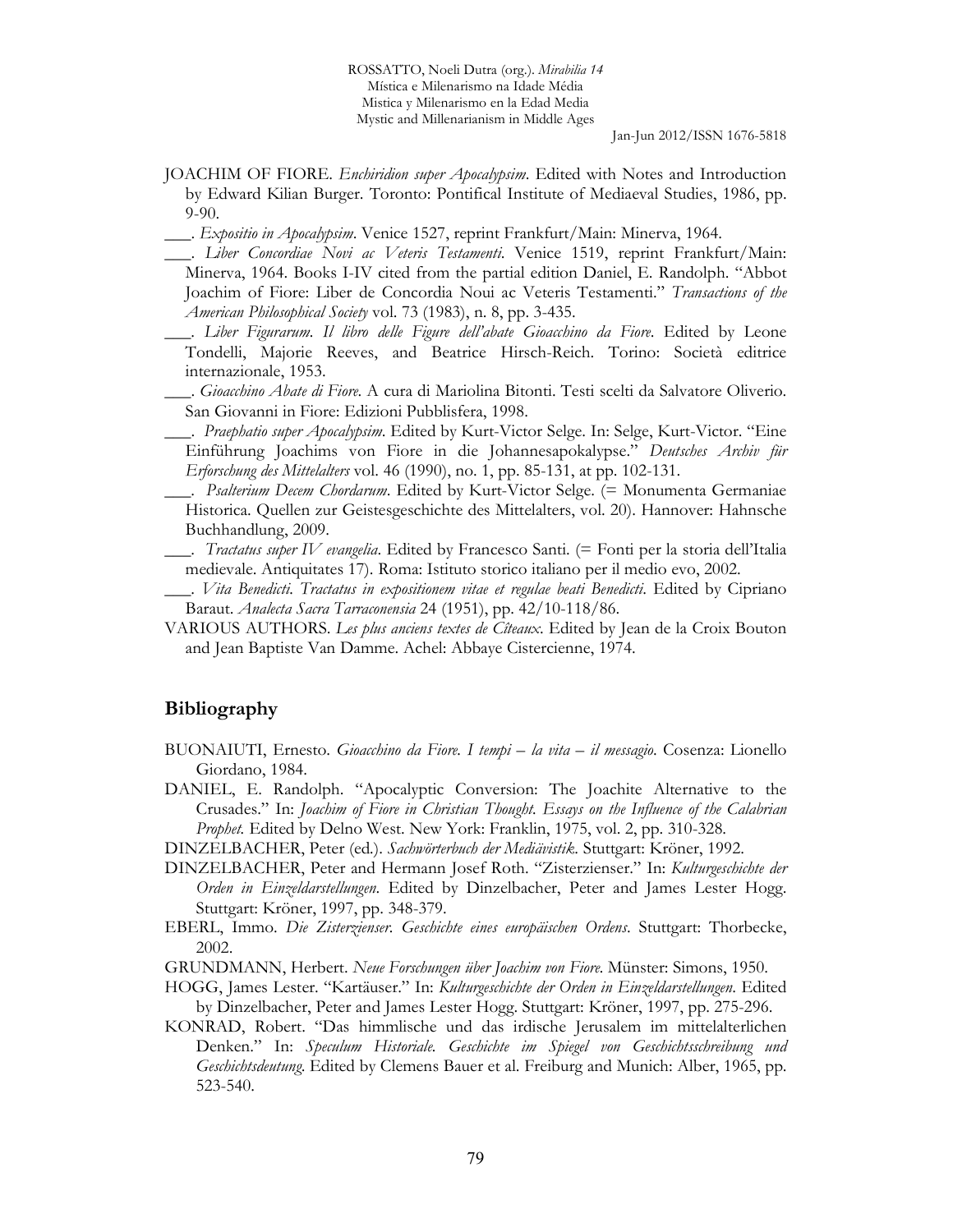JOACHIM OF FIORE. *Enchiridion super Apocalypsim*. Edited with Notes and Introduction by Edward Kilian Burger. Toronto: Pontifical Institute of Mediaeval Studies, 1986, pp. 9-90.

___. *Expositio in Apocalypsim*. Venice 1527, reprint Frankfurt/Main: Minerva, 1964.

___. *Liber Concordiae Novi ac Veteris Testamenti*. Venice 1519, reprint Frankfurt/Main: Minerva, 1964. Books I-IV cited from the partial edition Daniel, E. Randolph. "Abbot Joachim of Fiore: Liber de Concordia Noui ac Veteris Testamenti." *Transactions of the American Philosophical Society* vol. 73 (1983), n. 8, pp. 3-435.

___. *Liber Figurarum. Il libro delle Figure dell'abate Gioacchino da Fiore*. Edited by Leone Tondelli, Majorie Reeves, and Beatrice Hirsch-Reich. Torino: Società editrice internazionale, 1953.

___. *Gioacchino Abate di Fiore*. A cura di Mariolina Bitonti. Testi scelti da Salvatore Oliverio. San Giovanni in Fiore: Edizioni Pubblisfera, 1998.

___. *Praephatio super Apocalypsim*. Edited by Kurt-Victor Selge. In: Selge, Kurt-Victor. "Eine Einführung Joachims von Fiore in die Johannesapokalypse." *Deutsches Archiv für Erforschung des Mittelalters* vol. 46 (1990), no. 1, pp. 85-131, at pp. 102-131.

___. *Psalterium Decem Chordarum*. Edited by Kurt-Victor Selge. (= Monumenta Germaniae Historica. Quellen zur Geistesgeschichte des Mittelalters, vol. 20). Hannover: Hahnsche Buchhandlung, 2009.

___. *Tractatus super IV evangelia*. Edited by Francesco Santi. (= Fonti per la storia dell'Italia medievale. Antiquitates 17). Roma: Istituto storico italiano per il medio evo, 2002.

___. *Vita Benedicti. Tractatus in expositionem vitae et regulae beati Benedicti*. Edited by Cipriano Baraut. *Analecta Sacra Tarraconensia* 24 (1951), pp. 42/10-118/86.

VARIOUS AUTHORS. *Les plus anciens textes de Cîteaux*. Edited by Jean de la Croix Bouton and Jean Baptiste Van Damme. Achel: Abbaye Cistercienne, 1974.

## Bibliography

BUONAIUTI, Ernesto. *Gioacchino da Fiore. I tempi – la vita – il messagio*. Cosenza: Lionello Giordano, 1984.

DANIEL, E. Randolph. "Apocalyptic Conversion: The Joachite Alternative to the Crusades." In: *Joachim of Fiore in Christian Thought. Essays on the Influence of the Calabrian Prophet*. Edited by Delno West. New York: Franklin, 1975, vol. 2, pp. 310-328.

DINZELBACHER, Peter (ed.). *Sachwörterbuch der Mediävistik*. Stuttgart: Kröner, 1992.

DINZELBACHER, Peter and Hermann Josef Roth. "Zisterzienser." In: *Kulturgeschichte der Orden in Einzeldarstellungen*. Edited by Dinzelbacher, Peter and James Lester Hogg. Stuttgart: Kröner, 1997, pp. 348-379.

EBERL, Immo. *Die Zisterzienser. Geschichte eines europäischen Ordens*. Stuttgart: Thorbecke, 2002.

GRUNDMANN, Herbert. *Neue Forschungen über Joachim von Fiore*. Münster: Simons, 1950.

HOGG, James Lester. "Kartäuser." In: *Kulturgeschichte der Orden in Einzeldarstellungen*. Edited by Dinzelbacher, Peter and James Lester Hogg. Stuttgart: Kröner, 1997, pp. 275-296.

KONRAD, Robert. "Das himmlische und das irdische Jerusalem im mittelalterlichen Denken." In: *Speculum Historiale. Geschichte im Spiegel von Geschichtsschreibung und Geschichtsdeutung*. Edited by Clemens Bauer et al. Freiburg and Munich: Alber, 1965, pp. 523-540.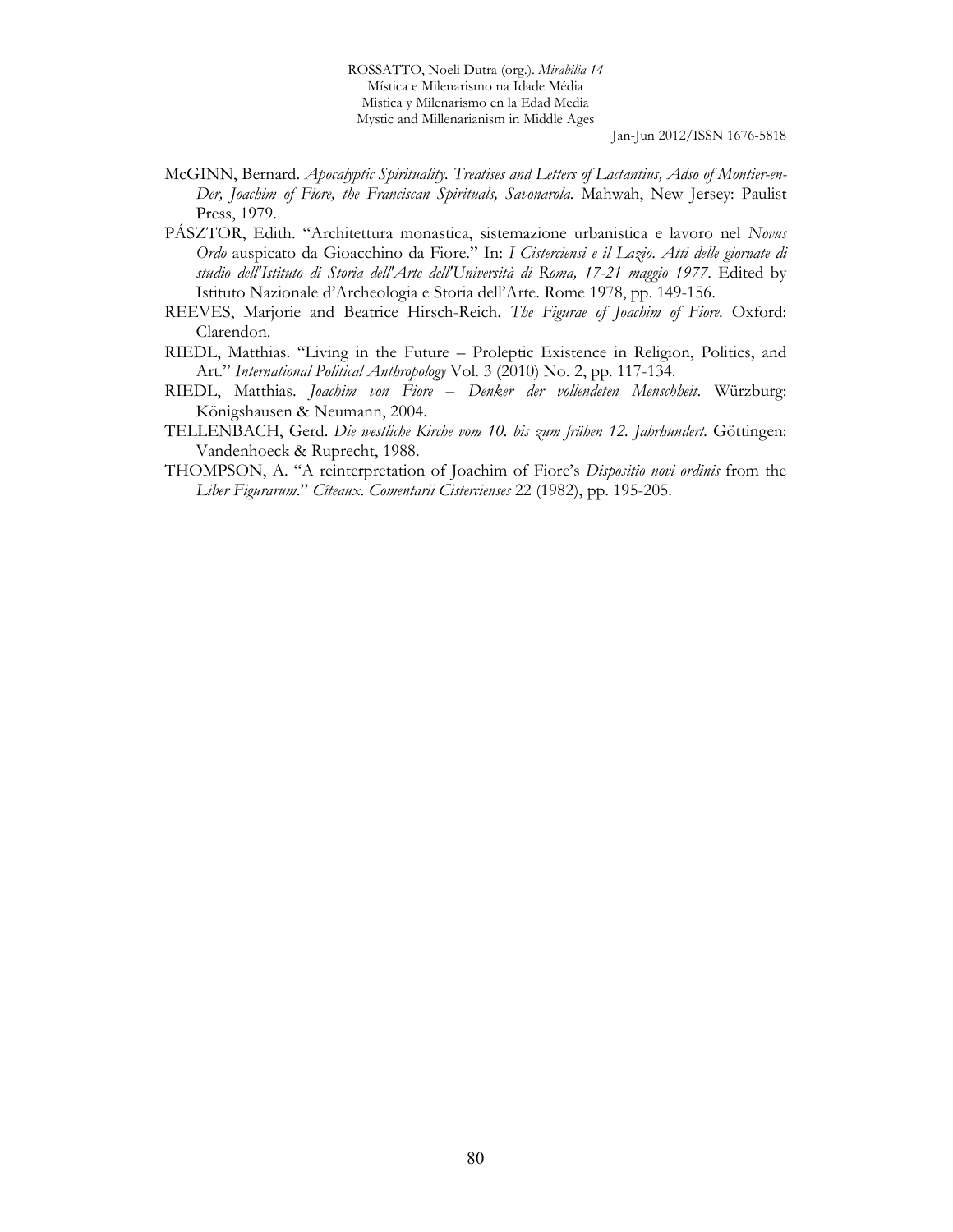McGINN, Bernard. *Apocalyptic Spirituality. Treatises and Letters of Lactantius, Adso of Montier-en-Der, Joachim of Fiore, the Franciscan Spirituals, Savonarola*. Mahwah, New Jersey: Paulist Press, 1979.

PÁSZTOR, Edith. "Architettura monastica, sistemazione urbanistica e lavoro nel *Novus Ordo* auspicato da Gioacchino da Fiore." In: *I Cisterciensi e il Lazio. Atti delle giornate di studio dell'Istituto di Storia dell'Arte dell'Università di Roma, 17-21 maggio 1977*. Edited by Istituto Nazionale d'Archeologia e Storia dell'Arte. Rome 1978, pp. 149-156.

REEVES, Marjorie and Beatrice Hirsch-Reich. *The Figurae of Joachim of Fiore*. Oxford: Clarendon.

RIEDL, Matthias. "Living in the Future – Proleptic Existence in Religion, Politics, and Art." *International Political Anthropology* Vol. 3 (2010) No. 2, pp. 117-134.

RIEDL, Matthias. *Joachim von Fiore – Denker der vollendeten Menschheit*. Würzburg: Königshausen & Neumann, 2004.

TELLENBACH, Gerd. *Die westliche Kirche vom 10. bis zum frühen 12. Jahrhundert*. Göttingen: Vandenhoeck & Ruprecht, 1988.

THOMPSON, A. "A reinterpretation of Joachim of Fiore's *Dispositio novi ordinis* from the *Liber Figurarum*." *Cîteaux. Comentarii Cistercienses* 22 (1982), pp. 195-205.